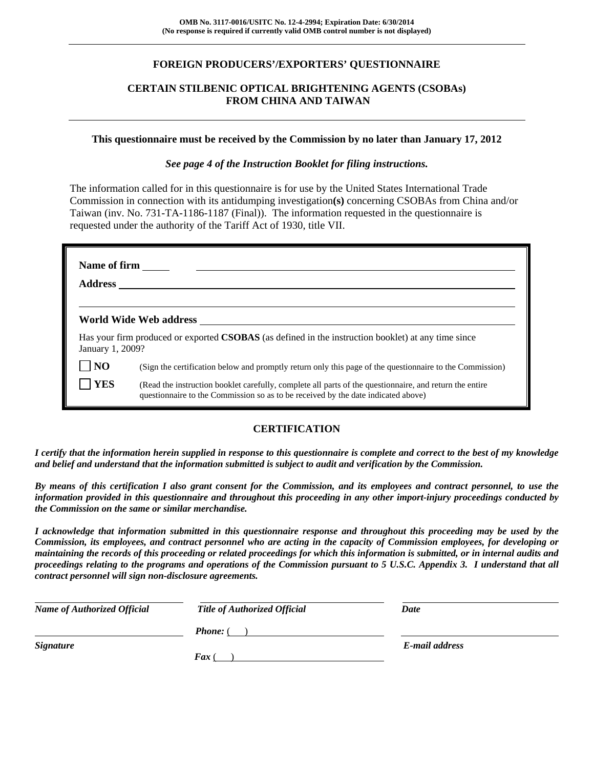**OMB No. 3117-0016/USITC No. 12-4-2994; Expiration Date: 6/30/2014**
**(No response is required if currently valid OMB control number is not displayed)**

---

## FOREIGN PRODUCERS'/EXPORTERS' QUESTIONNAIRE

## CERTAIN STILBENIC OPTICAL BRIGHTENING AGENTS (CSOBAs) FROM CHINA AND TAIWAN

---

**This questionnaire must be received by the Commission by no later than January 17, 2012**

***See page 4 of the Instruction Booklet for filing instructions.***

The information called for in this questionnaire is for use by the United States International Trade Commission in connection with its antidumping investigation**(s)** concerning CSOBAs from China and/or Taiwan (inv. No. 731-TA-1186-1187 (Final)). The information requested in the questionnaire is requested under the authority of the Tariff Act of 1930, title VII.

**Name of firm** ______________________________

**Address** ______________________________

______________________________

**World Wide Web address** ______________________________

Has your firm produced or exported **CSOBAS** (as defined in the instruction booklet) at any time since January 1, 2009?

☐ **NO** (Sign the certification below and promptly return only this page of the questionnaire to the Commission)

☐ **YES** (Read the instruction booklet carefully, complete all parts of the questionnaire, and return the entire questionnaire to the Commission so as to be received by the date indicated above)

### CERTIFICATION

***I certify that the information herein supplied in response to this questionnaire is complete and correct to the best of my knowledge and belief and understand that the information submitted is subject to audit and verification by the Commission.***

***By means of this certification I also grant consent for the Commission, and its employees and contract personnel, to use the information provided in this questionnaire and throughout this proceeding in any other import-injury proceedings conducted by the Commission on the same or similar merchandise.***

***I acknowledge that information submitted in this questionnaire response and throughout this proceeding may be used by the Commission, its employees, and contract personnel who are acting in the capacity of Commission employees, for developing or maintaining the records of this proceeding or related proceedings for which this information is submitted, or in internal audits and proceedings relating to the programs and operations of the Commission pursuant to 5 U.S.C. Appendix 3. I understand that all contract personnel will sign non-disclosure agreements.***

| ______________________________ | ______________________________ | ______________________________ |
|---|---|---|
| ***Name of Authorized Official*** | ***Title of Authorized Official*** | ***Date*** |
| ______________________________ | ***Phone:*** ( ) ______________________________ | ______________________________ |
| ***Signature*** | ***Fax*** ( ) ______________________________ | ***E-mail address*** |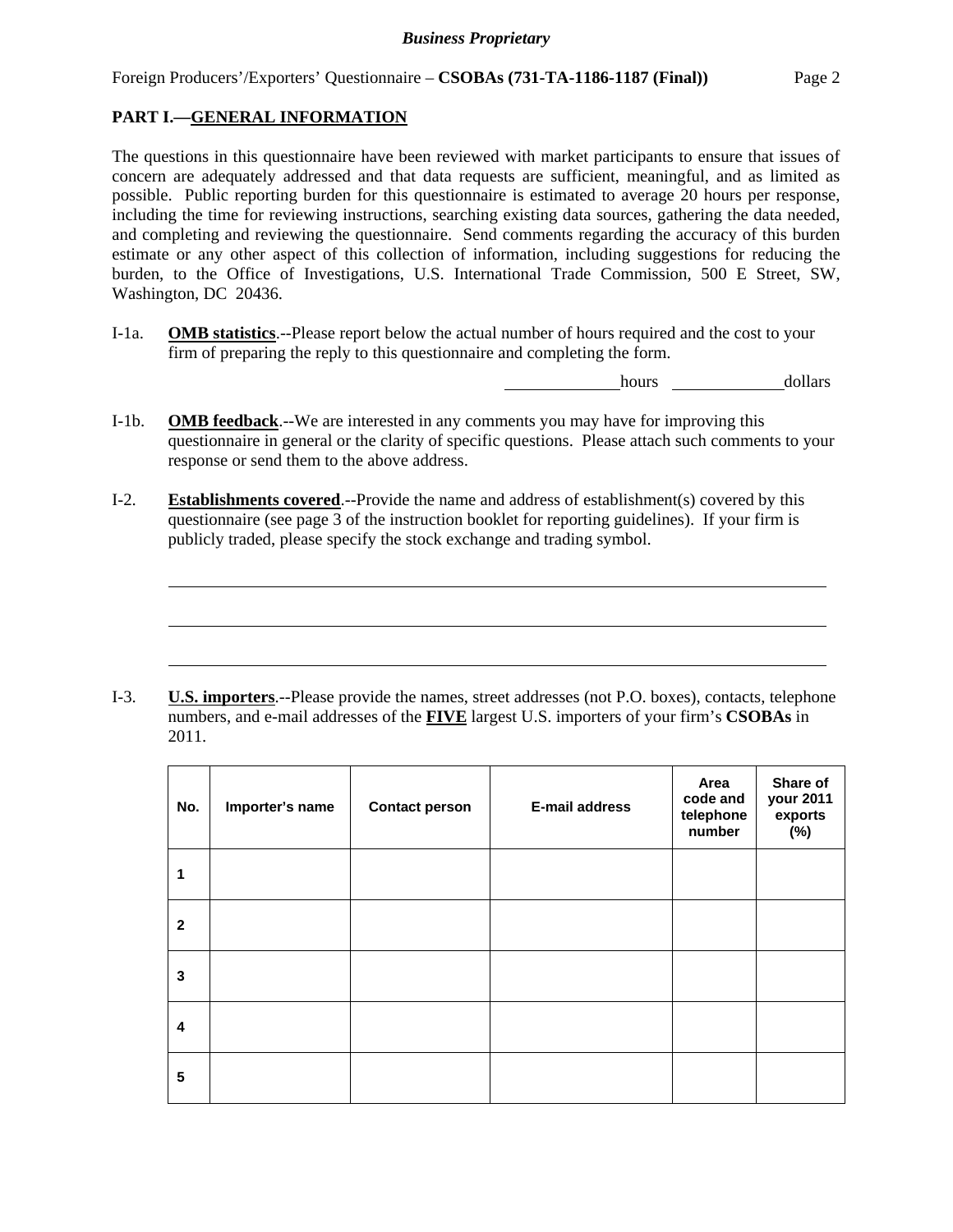## PART I.—GENERAL INFORMATION

The questions in this questionnaire have been reviewed with market participants to ensure that issues of concern are adequately addressed and that data requests are sufficient, meaningful, and as limited as possible. Public reporting burden for this questionnaire is estimated to average 20 hours per response, including the time for reviewing instructions, searching existing data sources, gathering the data needed, and completing and reviewing the questionnaire. Send comments regarding the accuracy of this burden estimate or any other aspect of this collection of information, including suggestions for reducing the burden, to the Office of Investigations, U.S. International Trade Commission, 500 E Street, SW, Washington, DC 20436.

I-1a. **OMB statistics**.--Please report below the actual number of hours required and the cost to your firm of preparing the reply to this questionnaire and completing the form.

_____________ hours _____________ dollars

I-1b. **OMB feedback**.--We are interested in any comments you may have for improving this questionnaire in general or the clarity of specific questions. Please attach such comments to your response or send them to the above address.

I-2. **Establishments covered**.--Provide the name and address of establishment(s) covered by this questionnaire (see page 3 of the instruction booklet for reporting guidelines). If your firm is publicly traded, please specify the stock exchange and trading symbol.

_______________________________________________________________

_______________________________________________________________

_______________________________________________________________

I-3. **U.S. importers**.--Please provide the names, street addresses (not P.O. boxes), contacts, telephone numbers, and e-mail addresses of the **FIVE** largest U.S. importers of your firm's **CSOBAs** in 2011.

| No. | Importer's name | Contact person | E-mail address | Area code and telephone number | Share of your 2011 exports (%) |
|---|---|---|---|---|---|
| 1 | | | | | |
| 2 | | | | | |
| 3 | | | | | |
| 4 | | | | | |
| 5 | | | | | |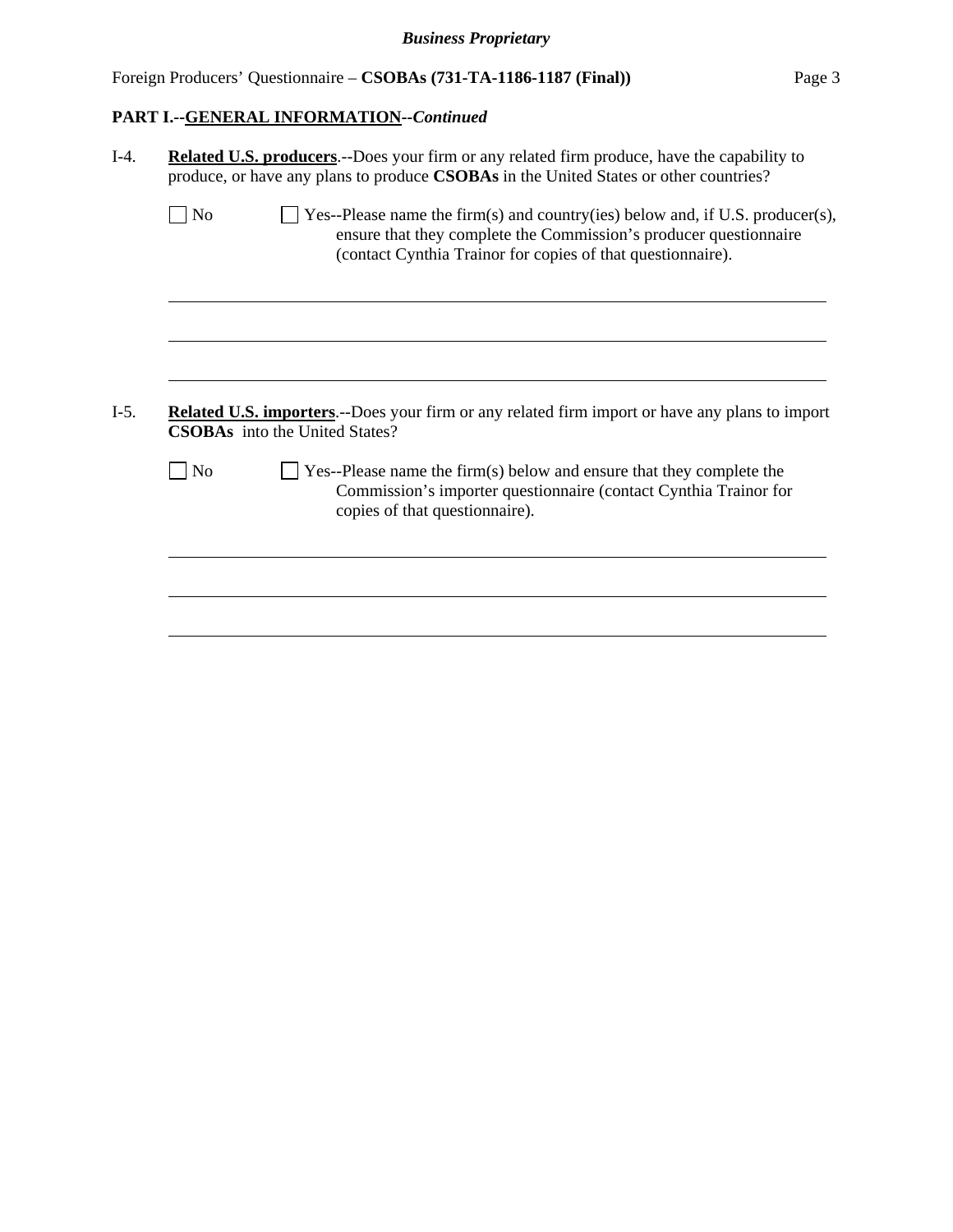**PART I.--GENERAL INFORMATION--*Continued***

I-4. **Related U.S. producers**.--Does your firm or any related firm produce, have the capability to produce, or have any plans to produce **CSOBAs** in the United States or other countries?

☐ No ☐ Yes--Please name the firm(s) and country(ies) below and, if U.S. producer(s), ensure that they complete the Commission's producer questionnaire (contact Cynthia Trainor for copies of that questionnaire).

\_\_\_\_\_\_\_\_\_\_\_\_\_\_\_\_\_\_\_\_\_\_\_\_\_\_\_\_\_\_\_\_\_\_\_\_\_\_\_\_\_\_\_\_\_\_\_\_\_\_\_\_\_\_\_\_\_\_\_\_\_\_\_\_\_\_\_\_\_\_

\_\_\_\_\_\_\_\_\_\_\_\_\_\_\_\_\_\_\_\_\_\_\_\_\_\_\_\_\_\_\_\_\_\_\_\_\_\_\_\_\_\_\_\_\_\_\_\_\_\_\_\_\_\_\_\_\_\_\_\_\_\_\_\_\_\_\_\_\_\_

\_\_\_\_\_\_\_\_\_\_\_\_\_\_\_\_\_\_\_\_\_\_\_\_\_\_\_\_\_\_\_\_\_\_\_\_\_\_\_\_\_\_\_\_\_\_\_\_\_\_\_\_\_\_\_\_\_\_\_\_\_\_\_\_\_\_\_\_\_\_

I-5. **Related U.S. importers**.--Does your firm or any related firm import or have any plans to import **CSOBAs** into the United States?

☐ No ☐ Yes--Please name the firm(s) below and ensure that they complete the Commission's importer questionnaire (contact Cynthia Trainor for copies of that questionnaire).

\_\_\_\_\_\_\_\_\_\_\_\_\_\_\_\_\_\_\_\_\_\_\_\_\_\_\_\_\_\_\_\_\_\_\_\_\_\_\_\_\_\_\_\_\_\_\_\_\_\_\_\_\_\_\_\_\_\_\_\_\_\_\_\_\_\_\_\_\_\_

\_\_\_\_\_\_\_\_\_\_\_\_\_\_\_\_\_\_\_\_\_\_\_\_\_\_\_\_\_\_\_\_\_\_\_\_\_\_\_\_\_\_\_\_\_\_\_\_\_\_\_\_\_\_\_\_\_\_\_\_\_\_\_\_\_\_\_\_\_\_

\_\_\_\_\_\_\_\_\_\_\_\_\_\_\_\_\_\_\_\_\_\_\_\_\_\_\_\_\_\_\_\_\_\_\_\_\_\_\_\_\_\_\_\_\_\_\_\_\_\_\_\_\_\_\_\_\_\_\_\_\_\_\_\_\_\_\_\_\_\_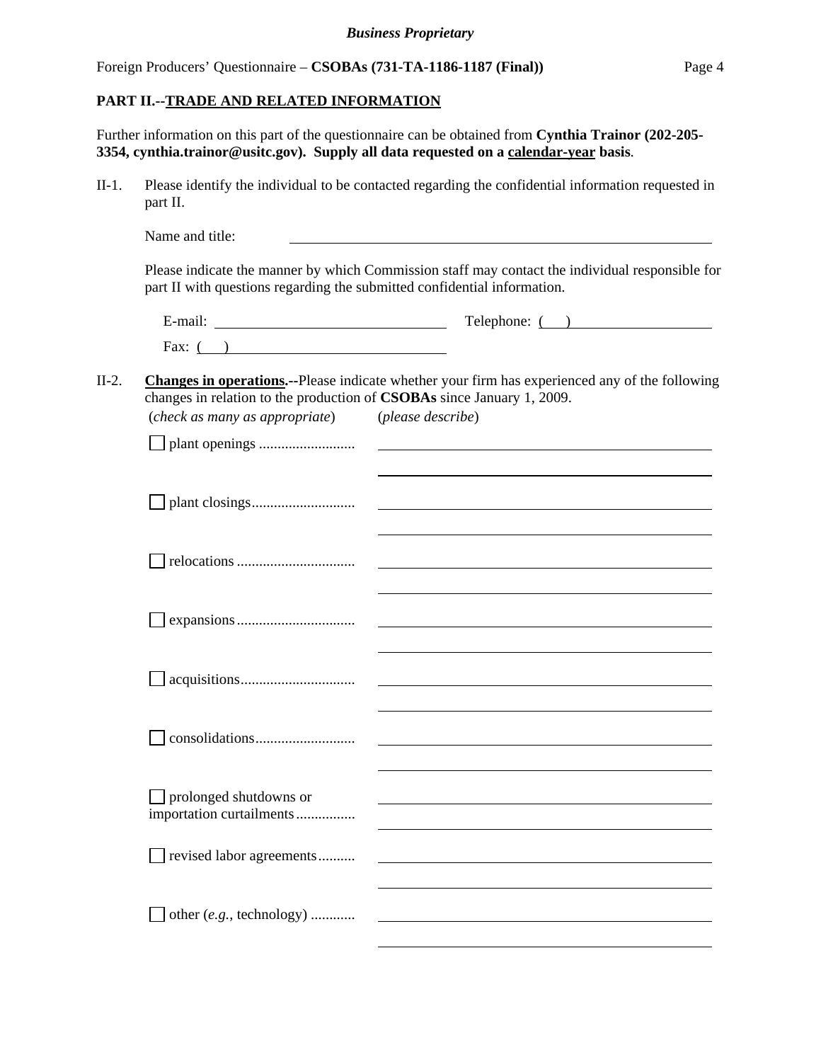**PART II.--TRADE AND RELATED INFORMATION**

Further information on this part of the questionnaire can be obtained from **Cynthia Trainor (202-205-3354, cynthia.trainor@usitc.gov). Supply all data requested on a calendar-year basis**.

II-1. Please identify the individual to be contacted regarding the confidential information requested in part II.

Name and title: ______________________________

Please indicate the manner by which Commission staff may contact the individual responsible for part II with questions regarding the submitted confidential information.

E-mail: ______________________ Telephone: (   ) ______________________

Fax: (   ) ______________________

II-2. **Changes in operations.--**Please indicate whether your firm has experienced any of the following changes in relation to the production of **CSOBAs** since January 1, 2009.

(*check as many as appropriate*) (*please describe*)

☐ plant openings .......................... ______________________________

☐ plant closings............................ ______________________________

☐ relocations ................................ ______________________________

☐ expansions................................ ______________________________

☐ acquisitions............................... ______________________________

☐ consolidations........................... ______________________________

☐ prolonged shutdowns or importation curtailments................ ______________________________

☐ revised labor agreements.......... ______________________________

☐ other (*e.g.*, technology) ............ ______________________________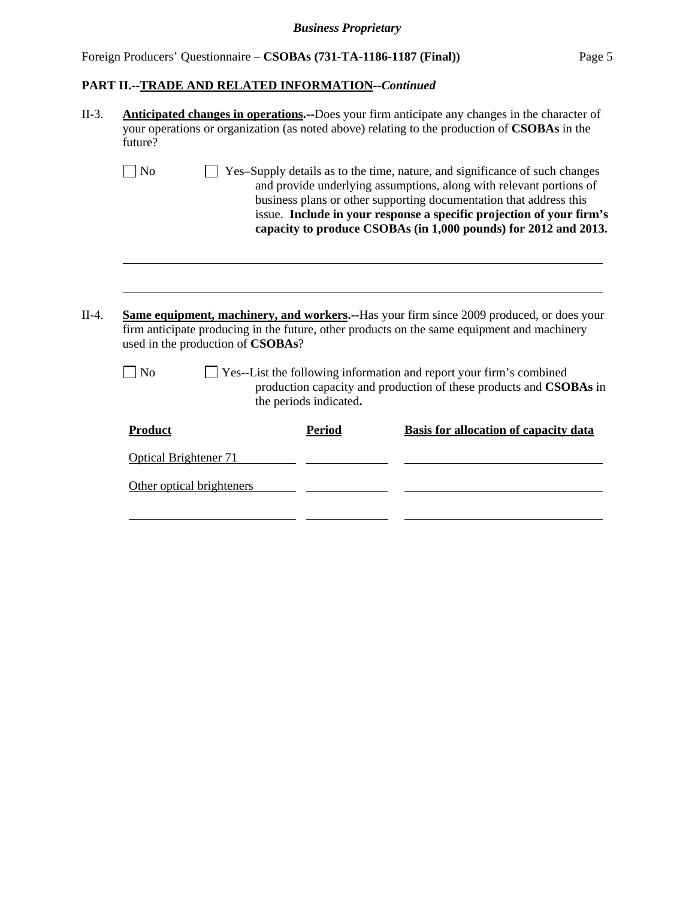***Business Proprietary***

Foreign Producers' Questionnaire – **CSOBAs (731-TA-1186-1187 (Final))**

**PART II.--TRADE AND RELATED INFORMATION--*Continued***

II-3. **Anticipated changes in operations.--**Does your firm anticipate any changes in the character of your operations or organization (as noted above) relating to the production of **CSOBAs** in the future?

☐ No ☐ Yes–Supply details as to the time, nature, and significance of such changes and provide underlying assumptions, along with relevant portions of business plans or other supporting documentation that address this issue. **Include in your response a specific projection of your firm's capacity to produce CSOBAs (in 1,000 pounds) for 2012 and 2013.**

______________________________________________________________________________

______________________________________________________________________________

II-4. **Same equipment, machinery, and workers.--**Has your firm since 2009 produced, or does your firm anticipate producing in the future, other products on the same equipment and machinery used in the production of **CSOBAs**?

☐ No ☐ Yes--List the following information and report your firm's combined production capacity and production of these products and **CSOBAs** in the periods indicated**.**

| **Product** | **Period** | **Basis for allocation of capacity data** |
|---|---|---|
| Optical Brightener 71 | | |
| Other optical brighteners | | |
| | | |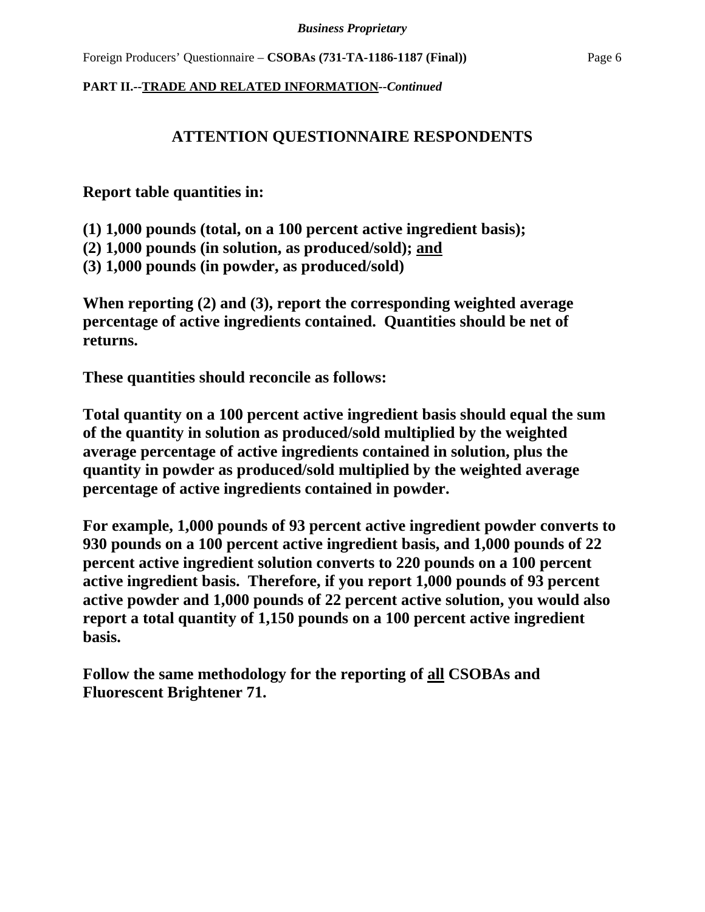**PART II.--TRADE AND RELATED INFORMATION--*Continued***

## ATTENTION QUESTIONNAIRE RESPONDENTS

**Report table quantities in:**

**(1) 1,000 pounds (total, on a 100 percent active ingredient basis);**
**(2) 1,000 pounds (in solution, as produced/sold); and**
**(3) 1,000 pounds (in powder, as produced/sold)**

**When reporting (2) and (3), report the corresponding weighted average percentage of active ingredients contained. Quantities should be net of returns.**

**These quantities should reconcile as follows:**

**Total quantity on a 100 percent active ingredient basis should equal the sum of the quantity in solution as produced/sold multiplied by the weighted average percentage of active ingredients contained in solution, plus the quantity in powder as produced/sold multiplied by the weighted average percentage of active ingredients contained in powder.**

**For example, 1,000 pounds of 93 percent active ingredient powder converts to 930 pounds on a 100 percent active ingredient basis, and 1,000 pounds of 22 percent active ingredient solution converts to 220 pounds on a 100 percent active ingredient basis. Therefore, if you report 1,000 pounds of 93 percent active powder and 1,000 pounds of 22 percent active solution, you would also report a total quantity of 1,150 pounds on a 100 percent active ingredient basis.**

**Follow the same methodology for the reporting of all CSOBAs and Fluorescent Brightener 71.**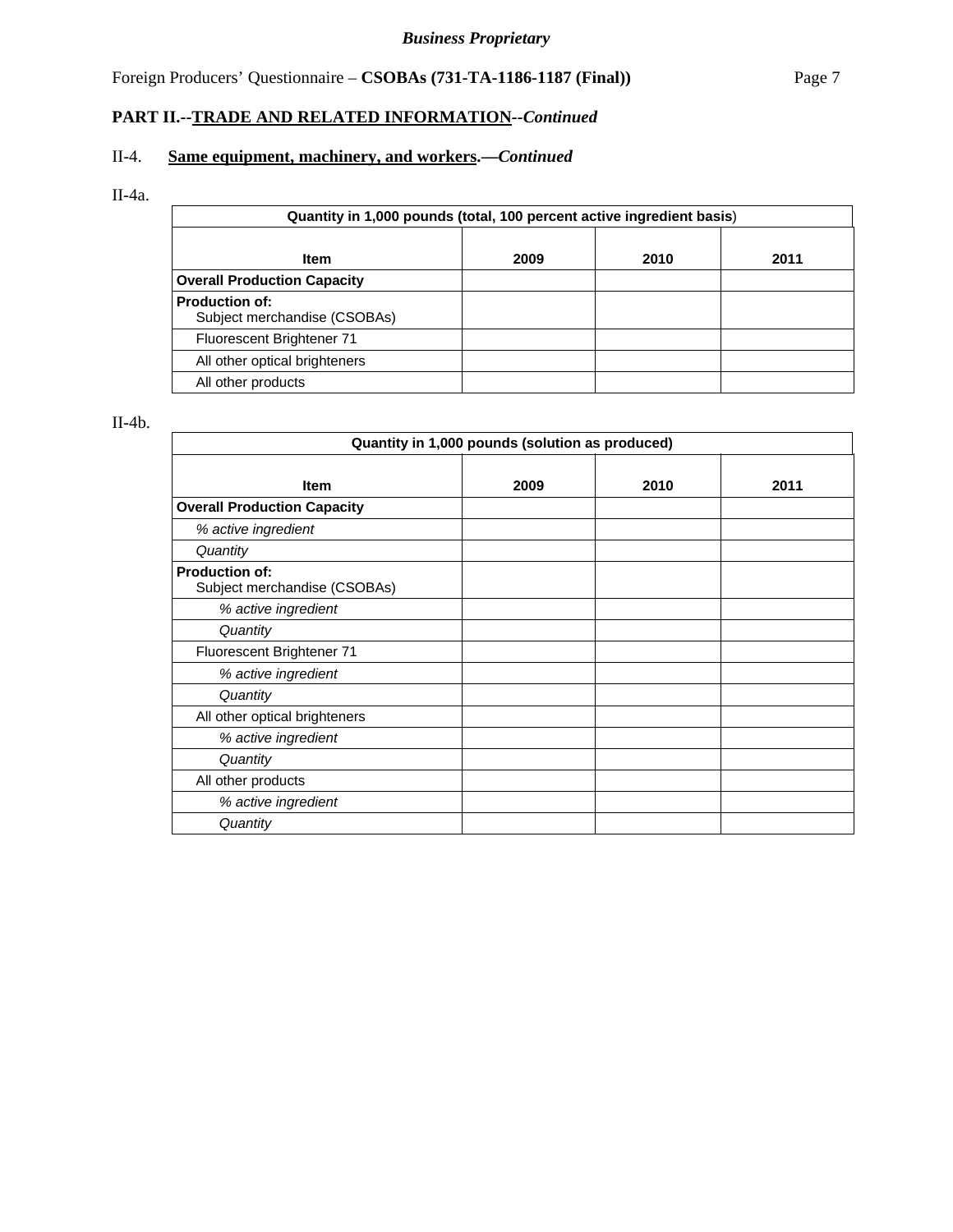**PART II.--TRADE AND RELATED INFORMATION--*Continued***

II-4. **Same equipment, machinery, and workers.—*Continued***

II-4a.

| Quantity in 1,000 pounds (total, 100 percent active ingredient basis) | | | |
|---|---|---|---|
| **Item** | **2009** | **2010** | **2011** |
| **Overall Production Capacity** | | | |
| **Production of:** Subject merchandise (CSOBAs) | | | |
| Fluorescent Brightener 71 | | | |
| All other optical brighteners | | | |
| All other products | | | |

II-4b.

| Quantity in 1,000 pounds (solution as produced) | | | |
|---|---|---|---|
| **Item** | **2009** | **2010** | **2011** |
| **Overall Production Capacity** | | | |
| *% active ingredient* | | | |
| *Quantity* | | | |
| **Production of:** Subject merchandise (CSOBAs) | | | |
| *% active ingredient* | | | |
| *Quantity* | | | |
| Fluorescent Brightener 71 | | | |
| *% active ingredient* | | | |
| *Quantity* | | | |
| All other optical brighteners | | | |
| *% active ingredient* | | | |
| *Quantity* | | | |
| All other products | | | |
| *% active ingredient* | | | |
| *Quantity* | | | |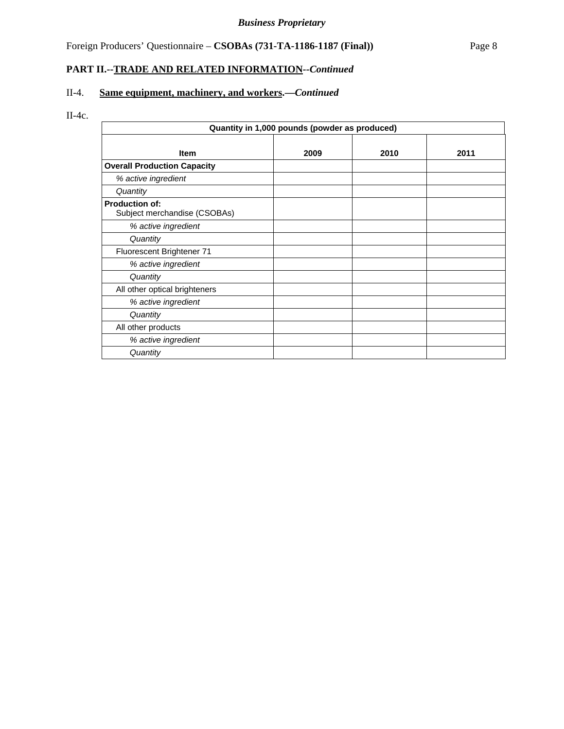*Business Proprietary*

Foreign Producers' Questionnaire – **CSOBAs (731-TA-1186-1187 (Final))**

**PART II.--TRADE AND RELATED INFORMATION--*Continued***

II-4. **Same equipment, machinery, and workers.—*Continued***

II-4c.

| Quantity in 1,000 pounds (powder as produced) | | | |
|---|---|---|---|
| **Item** | **2009** | **2010** | **2011** |
| **Overall Production Capacity** | | | |
| *% active ingredient* | | | |
| *Quantity* | | | |
| **Production of:** Subject merchandise (CSOBAs) | | | |
| *% active ingredient* | | | |
| *Quantity* | | | |
| Fluorescent Brightener 71 | | | |
| *% active ingredient* | | | |
| *Quantity* | | | |
| All other optical brighteners | | | |
| *% active ingredient* | | | |
| *Quantity* | | | |
| All other products | | | |
| *% active ingredient* | | | |
| *Quantity* | | | |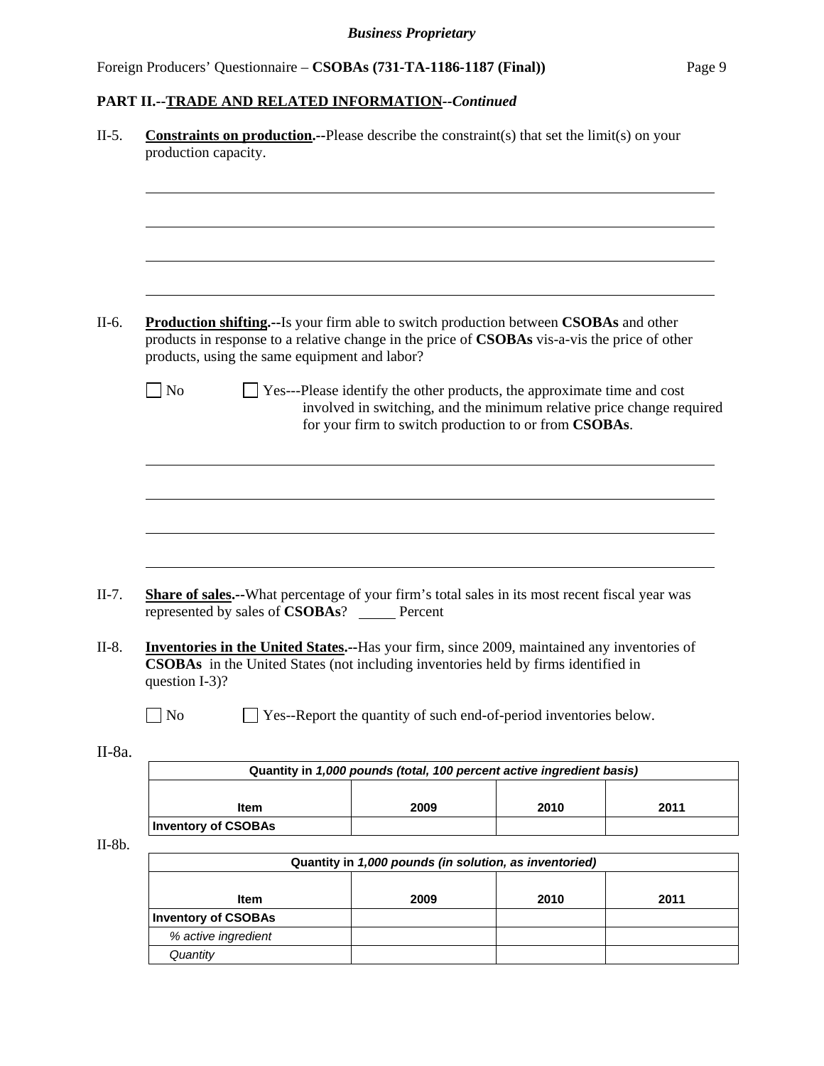## PART II.--TRADE AND RELATED INFORMATION--*Continued*

II-5. **Constraints on production.--**Please describe the constraint(s) that set the limit(s) on your production capacity.

______________________________________________________________________

______________________________________________________________________

______________________________________________________________________

______________________________________________________________________

II-6. **Production shifting.--**Is your firm able to switch production between **CSOBAs** and other products in response to a relative change in the price of **CSOBAs** vis-a-vis the price of other products, using the same equipment and labor?

☐ No ☐ Yes---Please identify the other products, the approximate time and cost involved in switching, and the minimum relative price change required for your firm to switch production to or from **CSOBAs**.

______________________________________________________________________

______________________________________________________________________

______________________________________________________________________

______________________________________________________________________

II-7. **Share of sales.--**What percentage of your firm's total sales in its most recent fiscal year was represented by sales of **CSOBAs**? _____ Percent

II-8. **Inventories in the United States.--**Has your firm, since 2009, maintained any inventories of **CSOBAs** in the United States (not including inventories held by firms identified in question I-3)?

☐ No ☐ Yes--Report the quantity of such end-of-period inventories below.

II-8a.

| Quantity in *1,000 pounds (total, 100 percent active ingredient basis)* | | | |
|---|---|---|---|
| **Item** | **2009** | **2010** | **2011** |
| **Inventory of CSOBAs** | | | |

II-8b.

| Quantity in *1,000 pounds (in solution, as inventoried)* | | | |
|---|---|---|---|
| **Item** | **2009** | **2010** | **2011** |
| **Inventory of CSOBAs** | | | |
| *% active ingredient* | | | |
| *Quantity* | | | |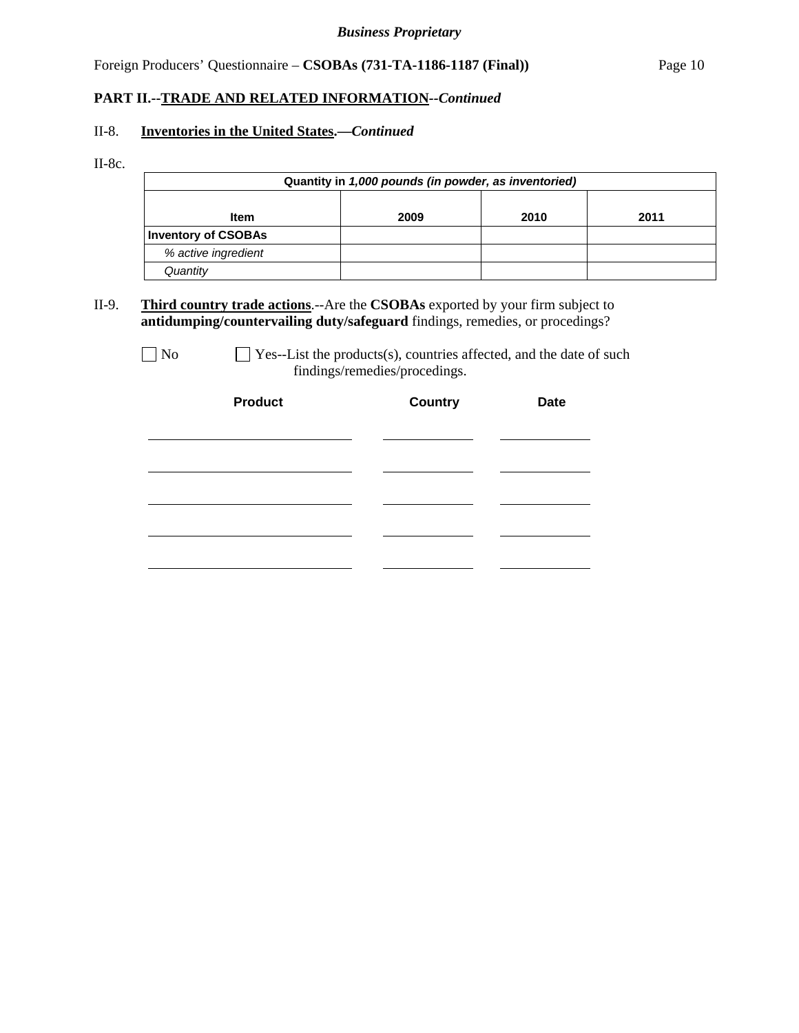**PART II.--TRADE AND RELATED INFORMATION--*Continued***

II-8. **Inventories in the United States.—*Continued***

II-8c.

| Quantity in *1,000 pounds (in powder, as inventoried)* | | | |
|---|---|---|---|
| **Item** | **2009** | **2010** | **2011** |
| **Inventory of CSOBAs** | | | |
| *% active ingredient* | | | |
| *Quantity* | | | |

II-9. **Third country trade actions**.--Are the **CSOBAs** exported by your firm subject to **antidumping/countervailing duty/safeguard** findings, remedies, or procedings?

☐ No ☐ Yes--List the products(s), countries affected, and the date of such findings/remedies/procedings.

| **Product** | **Country** | **Date** |
|---|---|---|
| | | |
| | | |
| | | |
| | | |
| | | |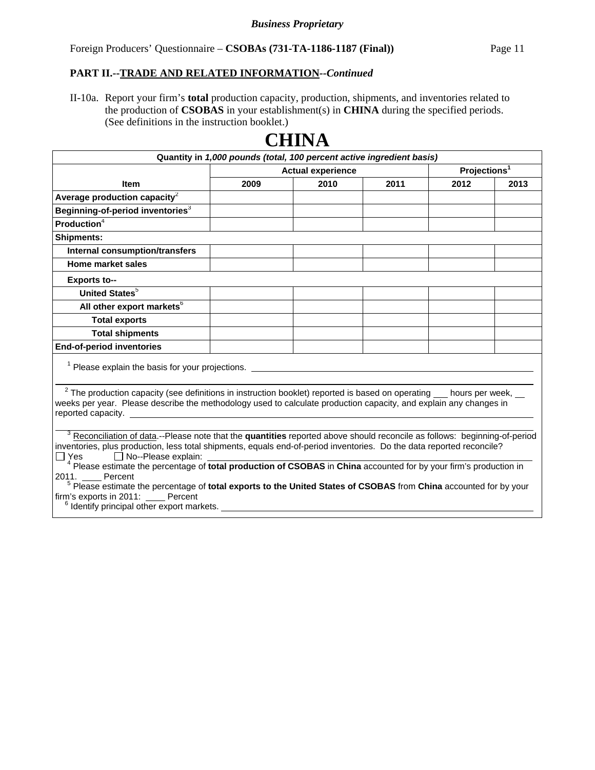*Business Proprietary*

Foreign Producers' Questionnaire – **CSOBAs (731-TA-1186-1187 (Final))**

**PART II.--TRADE AND RELATED INFORMATION--*Continued***

II-10a. Report your firm's **total** production capacity, production, shipments, and inventories related to the production of **CSOBAS** in your establishment(s) in **CHINA** during the specified periods. (See definitions in the instruction booklet.)

# CHINA

| Quantity in *1,000 pounds (total, 100 percent active ingredient basis)* | | | | | |
|---|---|---|---|---|---|
| | Actual experience | | | Projections[1] | |
| **Item** | **2009** | **2010** | **2011** | **2012** | **2013** |
| **Average production capacity**[2] | | | | | |
| **Beginning-of-period inventories**[3] | | | | | |
| **Production**[4] | | | | | |
| **Shipments:** | | | | | |
| **Internal consumption/transfers** | | | | | |
| **Home market sales** | | | | | |
| **Exports to--** | | | | | |
| **United States**[5] | | | | | |
| **All other export markets**[6] | | | | | |
| **Total exports** | | | | | |
| **Total shipments** | | | | | |
| **End-of-period inventories** | | | | | |

[1] Please explain the basis for your projections. ______________________________

[2] The production capacity (see definitions in instruction booklet) reported is based on operating ___ hours per week, ___ weeks per year. Please describe the methodology used to calculate production capacity, and explain any changes in reported capacity. ______________________________

[3] Reconciliation of data.--Please note that the **quantities** reported above should reconcile as follows: beginning-of-period inventories, plus production, less total shipments, equals end-of-period inventories. Do the data reported reconcile?
☐ Yes ☐ No--Please explain: ______________________________

[4] Please estimate the percentage of **total production of CSOBAS** in **China** accounted for by your firm's production in 2011. ____ Percent

[5] Please estimate the percentage of **total exports to the United States of CSOBAS** from **China** accounted for by your firm's exports in 2011: ____ Percent

[6] Identify principal other export markets. ______________________________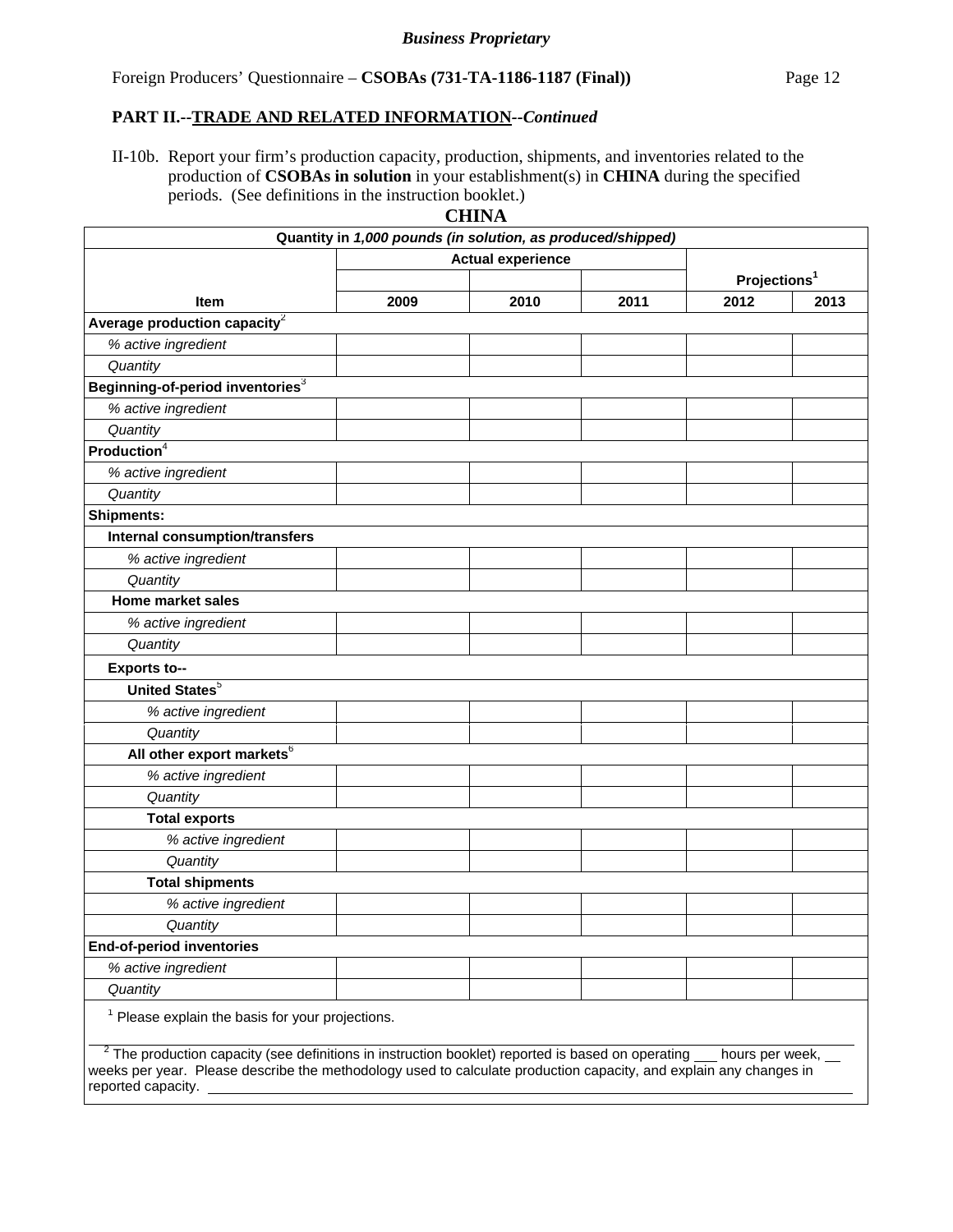*Business Proprietary*

Foreign Producers' Questionnaire – **CSOBAs (731-TA-1186-1187 (Final))**

**PART II.--TRADE AND RELATED INFORMATION--*Continued***

II-10b. Report your firm's production capacity, production, shipments, and inventories related to the production of **CSOBAs in solution** in your establishment(s) in **CHINA** during the specified periods. (See definitions in the instruction booklet.)

**CHINA**

| Quantity in *1,000 pounds (in solution, as produced/shipped)* | | | | | |
|---|---|---|---|---|---|
| | Actual experience | | | Projections[1] | |
| **Item** | **2009** | **2010** | **2011** | **2012** | **2013** |
| **Average production capacity**[2] | | | | | |
| *% active ingredient* | | | | | |
| *Quantity* | | | | | |
| **Beginning-of-period inventories**[3] | | | | | |
| *% active ingredient* | | | | | |
| *Quantity* | | | | | |
| **Production**[4] | | | | | |
| *% active ingredient* | | | | | |
| *Quantity* | | | | | |
| **Shipments:** | | | | | |
| **Internal consumption/transfers** | | | | | |
| *% active ingredient* | | | | | |
| *Quantity* | | | | | |
| **Home market sales** | | | | | |
| *% active ingredient* | | | | | |
| *Quantity* | | | | | |
| **Exports to--** | | | | | |
| **United States**[5] | | | | | |
| *% active ingredient* | | | | | |
| *Quantity* | | | | | |
| **All other export markets**[6] | | | | | |
| *% active ingredient* | | | | | |
| *Quantity* | | | | | |
| **Total exports** | | | | | |
| *% active ingredient* | | | | | |
| *Quantity* | | | | | |
| **Total shipments** | | | | | |
| *% active ingredient* | | | | | |
| *Quantity* | | | | | |
| **End-of-period inventories** | | | | | |
| *% active ingredient* | | | | | |
| *Quantity* | | | | | |

[1] Please explain the basis for your projections.

[2] The production capacity (see definitions in instruction booklet) reported is based on operating ___ hours per week, ___ weeks per year. Please describe the methodology used to calculate production capacity, and explain any changes in reported capacity. ____________________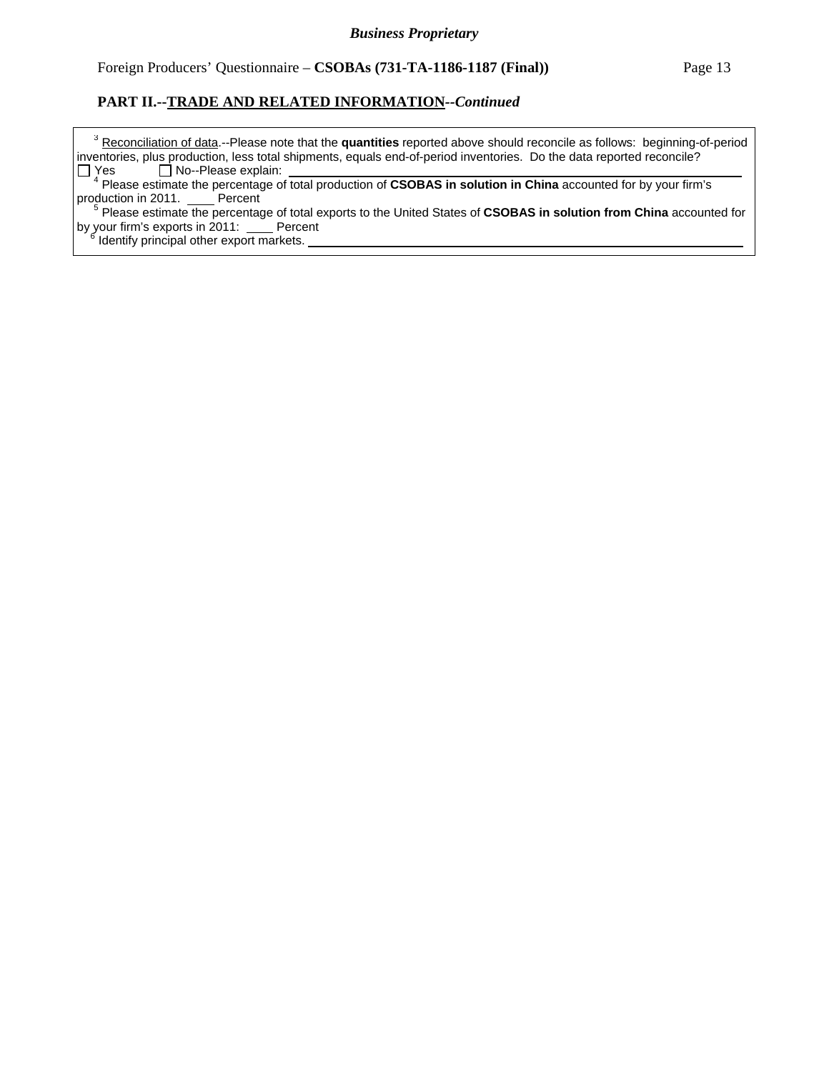*Business Proprietary*

Foreign Producers' Questionnaire – **CSOBAs (731-TA-1186-1187 (Final))**

## PART II.--TRADE AND RELATED INFORMATION--*Continued*

[3] Reconciliation of data.--Please note that the **quantities** reported above should reconcile as follows: beginning-of-period inventories, plus production, less total shipments, equals end-of-period inventories. Do the data reported reconcile?
☐ Yes ☐ No--Please explain: ____________________

[4] Please estimate the percentage of total production of **CSOBAS in solution in China** accounted for by your firm's production in 2011. ____ Percent

[5] Please estimate the percentage of total exports to the United States of **CSOBAS in solution from China** accounted for by your firm's exports in 2011: ____ Percent

[6] Identify principal other export markets. ____________________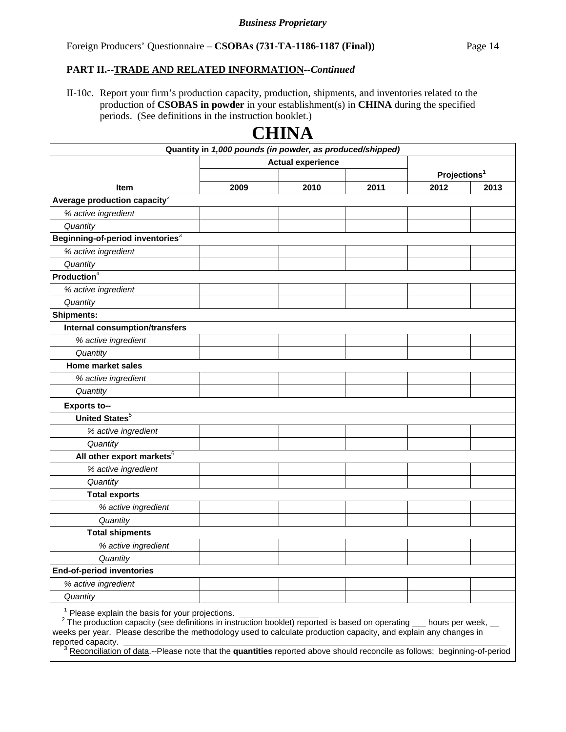**Business Proprietary**

Foreign Producers' Questionnaire – **CSOBAs (731-TA-1186-1187 (Final))**

**PART II.--TRADE AND RELATED INFORMATION--*Continued***

II-10c. Report your firm's production capacity, production, shipments, and inventories related to the production of **CSOBAS in powder** in your establishment(s) in **CHINA** during the specified periods. (See definitions in the instruction booklet.)

# CHINA

| Quantity in *1,000 pounds (in powder, as produced/shipped)* | | | | | |
|---|---|---|---|---|---|
| | Actual experience | | | Projections[1] | |
| **Item** | **2009** | **2010** | **2011** | **2012** | **2013** |
| **Average production capacity**[2] | | | | | |
| *% active ingredient* | | | | | |
| *Quantity* | | | | | |
| **Beginning-of-period inventories**[3] | | | | | |
| *% active ingredient* | | | | | |
| *Quantity* | | | | | |
| **Production**[4] | | | | | |
| *% active ingredient* | | | | | |
| *Quantity* | | | | | |
| **Shipments:** | | | | | |
| **Internal consumption/transfers** | | | | | |
| *% active ingredient* | | | | | |
| *Quantity* | | | | | |
| **Home market sales** | | | | | |
| *% active ingredient* | | | | | |
| *Quantity* | | | | | |
| **Exports to--** | | | | | |
| **United States**[5] | | | | | |
| *% active ingredient* | | | | | |
| *Quantity* | | | | | |
| **All other export markets**[6] | | | | | |
| *% active ingredient* | | | | | |
| *Quantity* | | | | | |
| **Total exports** | | | | | |
| *% active ingredient* | | | | | |
| *Quantity* | | | | | |
| **Total shipments** | | | | | |
| *% active ingredient* | | | | | |
| *Quantity* | | | | | |
| **End-of-period inventories** | | | | | |
| *% active ingredient* | | | | | |
| *Quantity* | | | | | |

[1] Please explain the basis for your projections. ________________

[2] The production capacity (see definitions in instruction booklet) reported is based on operating ___ hours per week, __ weeks per year. Please describe the methodology used to calculate production capacity, and explain any changes in reported capacity. ________________

[3] Reconciliation of data.--Please note that the **quantities** reported above should reconcile as follows: beginning-of-period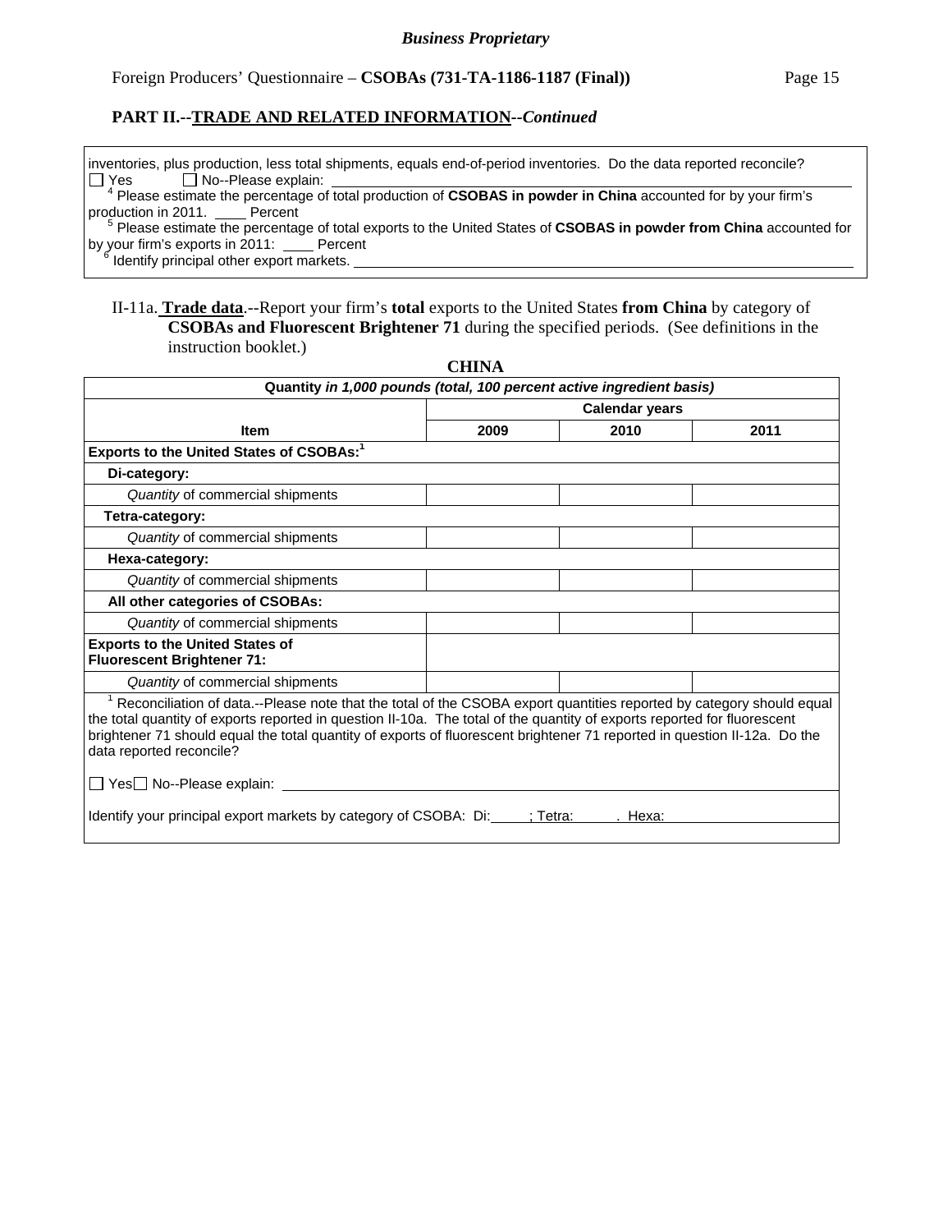**PART II.--TRADE AND RELATED INFORMATION--*Continued***

inventories, plus production, less total shipments, equals end-of-period inventories. Do the data reported reconcile?
☐ Yes ☐ No--Please explain: ______

[4] Please estimate the percentage of total production of **CSOBAS in powder in China** accounted for by your firm's production in 2011. ____ Percent

[5] Please estimate the percentage of total exports to the United States of **CSOBAS in powder from China** accounted for by your firm's exports in 2011: ____ Percent

[6] Identify principal other export markets. ______

II-11a. **Trade data**.--Report your firm's **total** exports to the United States **from China** by category of **CSOBAs and Fluorescent Brightener 71** during the specified periods. (See definitions in the instruction booklet.)

**CHINA**

| Quantity *in 1,000 pounds (total, 100 percent active ingredient basis)* | | | |
|---|---|---|---|
| | Calendar years | | |
| **Item** | **2009** | **2010** | **2011** |
| **Exports to the United States of CSOBAs:[1]** | | | |
| **Di-category:** | | | |
| *Quantity* of commercial shipments | | | |
| **Tetra-category:** | | | |
| *Quantity* of commercial shipments | | | |
| **Hexa-category:** | | | |
| *Quantity* of commercial shipments | | | |
| **All other categories of CSOBAs:** | | | |
| *Quantity* of commercial shipments | | | |
| **Exports to the United States of Fluorescent Brightener 71:** | | | |
| *Quantity* of commercial shipments | | | |

[1] Reconciliation of data.--Please note that the total of the CSOBA export quantities reported by category should equal the total quantity of exports reported in question II-10a. The total of the quantity of exports reported for fluorescent brightener 71 should equal the total quantity of exports of fluorescent brightener 71 reported in question II-12a. Do the data reported reconcile?

☐ Yes ☐ No--Please explain: ______

Identify your principal export markets by category of CSOBA: Di:____; Tetra:____. Hexa:____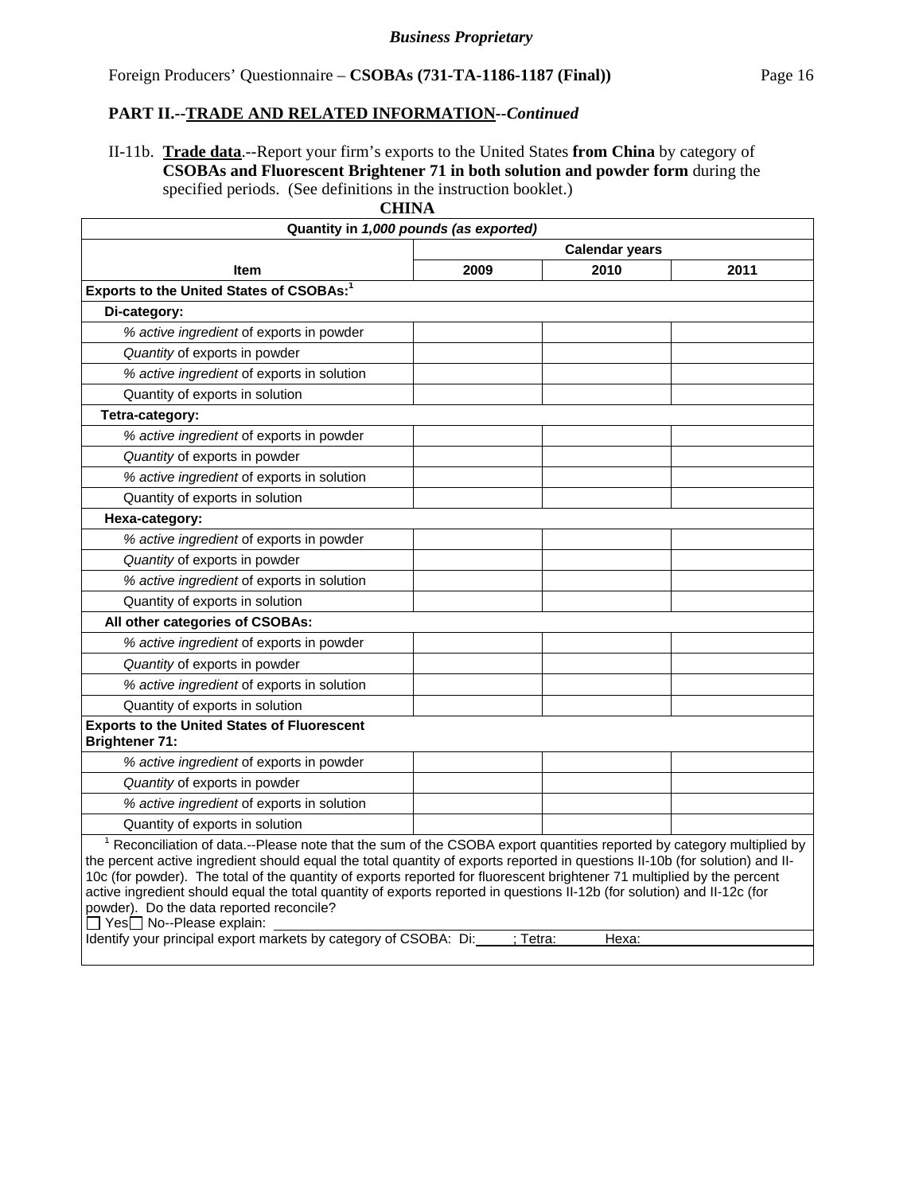**PART II.--TRADE AND RELATED INFORMATION--*Continued***

II-11b. **Trade data**.--Report your firm's exports to the United States **from China** by category of **CSOBAs and Fluorescent Brightener 71 in both solution and powder form** during the specified periods. (See definitions in the instruction booklet.)

**CHINA**

| Quantity in *1,000 pounds (as exported)* | | | |
|---|---|---|---|
| | Calendar years | | |
| **Item** | **2009** | **2010** | **2011** |
| **Exports to the United States of CSOBAs:**[1] | | | |
| **Di-category:** | | | |
| *% active ingredient* of exports in powder | | | |
| *Quantity* of exports in powder | | | |
| *% active ingredient* of exports in solution | | | |
| Quantity of exports in solution | | | |
| **Tetra-category:** | | | |
| *% active ingredient* of exports in powder | | | |
| *Quantity* of exports in powder | | | |
| *% active ingredient* of exports in solution | | | |
| Quantity of exports in solution | | | |
| **Hexa-category:** | | | |
| *% active ingredient* of exports in powder | | | |
| *Quantity* of exports in powder | | | |
| *% active ingredient* of exports in solution | | | |
| Quantity of exports in solution | | | |
| **All other categories of CSOBAs:** | | | |
| *% active ingredient* of exports in powder | | | |
| *Quantity* of exports in powder | | | |
| *% active ingredient* of exports in solution | | | |
| Quantity of exports in solution | | | |
| **Exports to the United States of Fluorescent Brightener 71:** | | | |
| *% active ingredient* of exports in powder | | | |
| *Quantity* of exports in powder | | | |
| *% active ingredient* of exports in solution | | | |
| Quantity of exports in solution | | | |

[1] Reconciliation of data.--Please note that the sum of the CSOBA export quantities reported by category multiplied by the percent active ingredient should equal the total quantity of exports reported in questions II-10b (for solution) and II-10c (for powder). The total of the quantity of exports reported for fluorescent brightener 71 multiplied by the percent active ingredient should equal the total quantity of exports reported in questions II-12b (for solution) and II-12c (for powder). Do the data reported reconcile?

☐ Yes ☐ No--Please explain: ______

Identify your principal export markets by category of CSOBA: Di: ____; Tetra: ____ Hexa: ______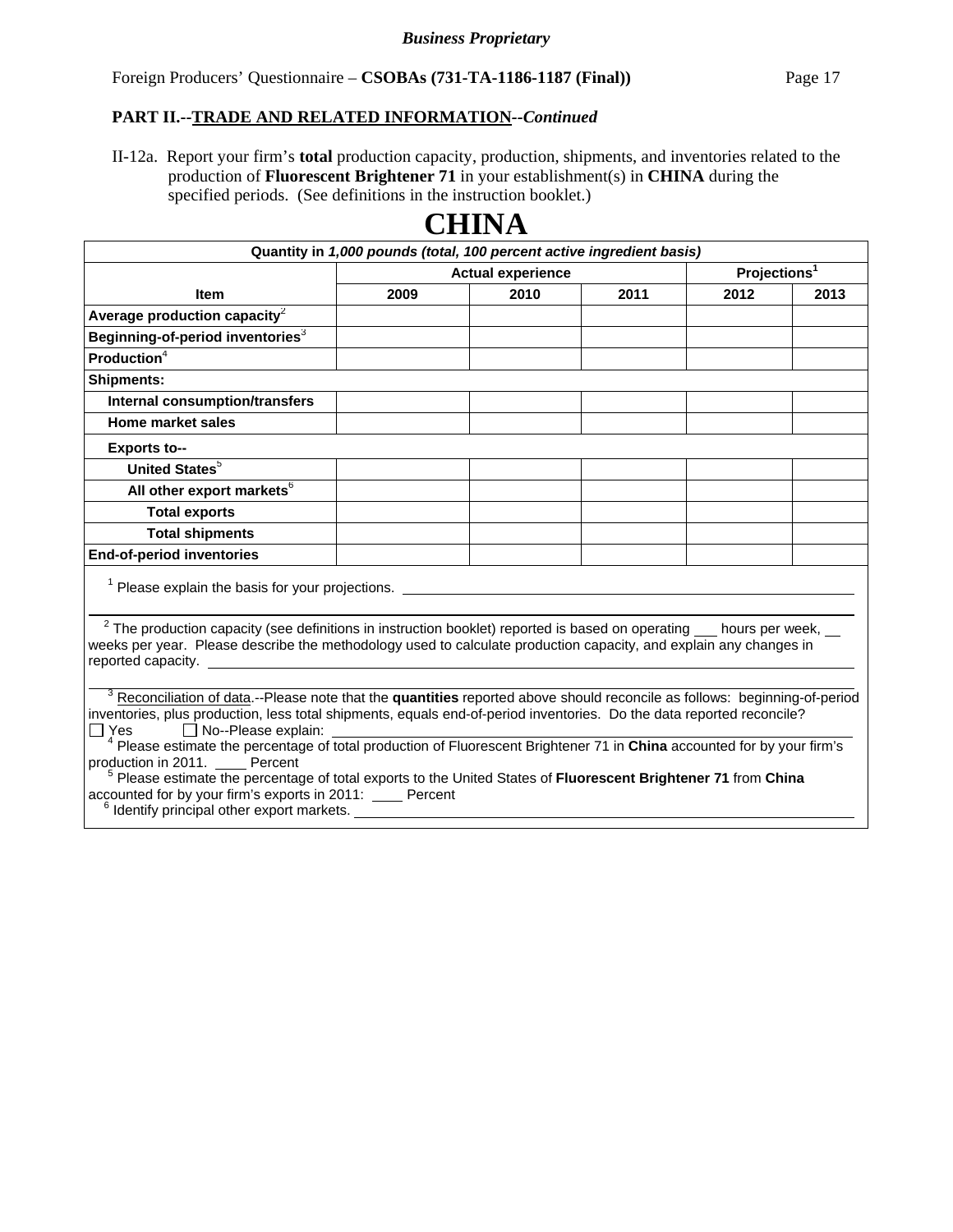**PART II.--TRADE AND RELATED INFORMATION--*Continued***

II-12a. Report your firm's **total** production capacity, production, shipments, and inventories related to the production of **Fluorescent Brightener 71** in your establishment(s) in **CHINA** during the specified periods. (See definitions in the instruction booklet.)

# CHINA

| Quantity in *1,000 pounds (total, 100 percent active ingredient basis)* | | | | | |
|---|---|---|---|---|---|
| | Actual experience | | | Projections[1] | |
| **Item** | **2009** | **2010** | **2011** | **2012** | **2013** |
| **Average production capacity**[2] | | | | | |
| **Beginning-of-period inventories**[3] | | | | | |
| **Production**[4] | | | | | |
| **Shipments:** | | | | | |
| **Internal consumption/transfers** | | | | | |
| **Home market sales** | | | | | |
| **Exports to--** | | | | | |
| **United States**[5] | | | | | |
| **All other export markets**[6] | | | | | |
| **Total exports** | | | | | |
| **Total shipments** | | | | | |
| **End-of-period inventories** | | | | | |

[1] Please explain the basis for your projections. ______________________________

[2] The production capacity (see definitions in instruction booklet) reported is based on operating ___ hours per week, ___ weeks per year. Please describe the methodology used to calculate production capacity, and explain any changes in reported capacity. ______________________________

[3] Reconciliation of data.--Please note that the **quantities** reported above should reconcile as follows: beginning-of-period inventories, plus production, less total shipments, equals end-of-period inventories. Do the data reported reconcile?
☐ Yes ☐ No--Please explain: ______________________________

[4] Please estimate the percentage of total production of Fluorescent Brightener 71 in **China** accounted for by your firm's production in 2011. ____ Percent

[5] Please estimate the percentage of total exports to the United States of **Fluorescent Brightener 71** from **China** accounted for by your firm's exports in 2011: ____ Percent

[6] Identify principal other export markets. ______________________________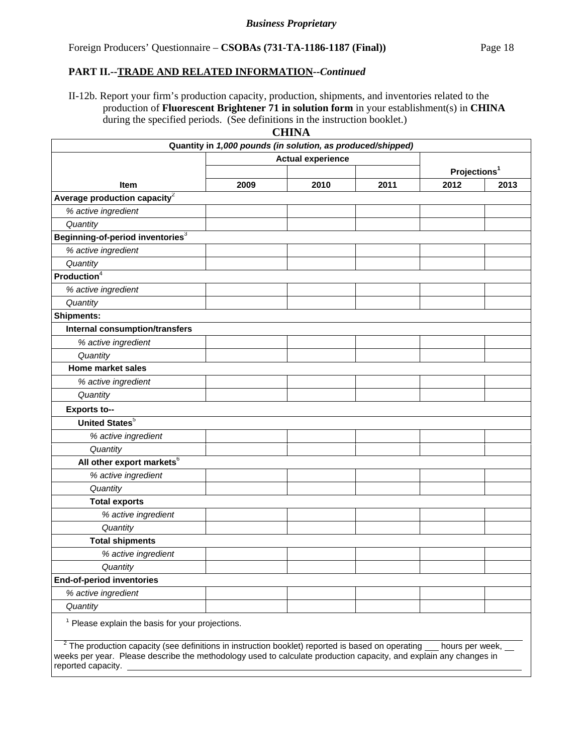**PART II.--TRADE AND RELATED INFORMATION--*Continued***

II-12b. Report your firm's production capacity, production, shipments, and inventories related to the production of **Fluorescent Brightener 71 in solution form** in your establishment(s) in **CHINA** during the specified periods. (See definitions in the instruction booklet.)

**CHINA**

| Quantity in *1,000 pounds (in solution, as produced/shipped)* | | | | | |
|---|---|---|---|---|---|
| | Actual experience | | | Projections[1] | |
| Item | 2009 | 2010 | 2011 | 2012 | 2013 |
| **Average production capacity**[2] | | | | | |
| *% active ingredient* | | | | | |
| *Quantity* | | | | | |
| **Beginning-of-period inventories**[3] | | | | | |
| *% active ingredient* | | | | | |
| *Quantity* | | | | | |
| **Production**[4] | | | | | |
| *% active ingredient* | | | | | |
| *Quantity* | | | | | |
| **Shipments:** | | | | | |
| **Internal consumption/transfers** | | | | | |
| *% active ingredient* | | | | | |
| *Quantity* | | | | | |
| **Home market sales** | | | | | |
| *% active ingredient* | | | | | |
| *Quantity* | | | | | |
| **Exports to--** | | | | | |
| **United States**[5] | | | | | |
| *% active ingredient* | | | | | |
| *Quantity* | | | | | |
| **All other export markets**[6] | | | | | |
| *% active ingredient* | | | | | |
| *Quantity* | | | | | |
| **Total exports** | | | | | |
| *% active ingredient* | | | | | |
| *Quantity* | | | | | |
| **Total shipments** | | | | | |
| *% active ingredient* | | | | | |
| *Quantity* | | | | | |
| **End-of-period inventories** | | | | | |
| *% active ingredient* | | | | | |
| *Quantity* | | | | | |

[1] Please explain the basis for your projections.

______________________________________________________________________

[2] The production capacity (see definitions in instruction booklet) reported is based on operating ___ hours per week, ___ weeks per year. Please describe the methodology used to calculate production capacity, and explain any changes in reported capacity. ______________________________________________________________________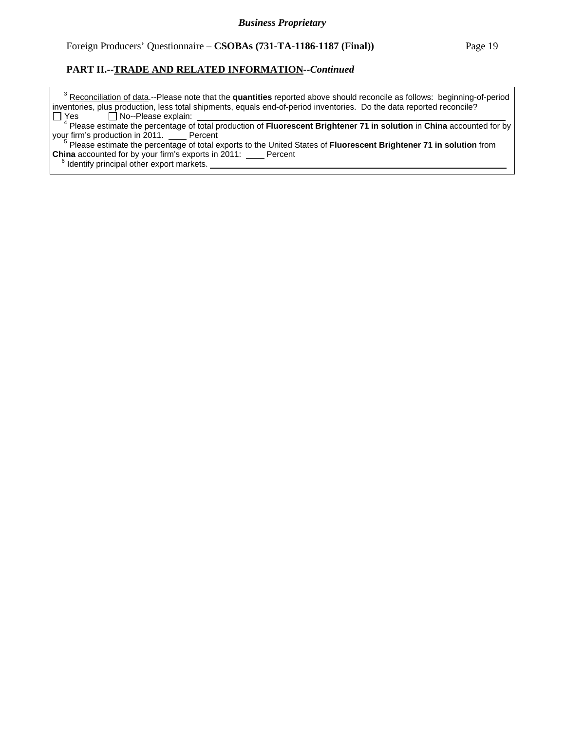## PART II.--TRADE AND RELATED INFORMATION--*Continued*

[3] Reconciliation of data.--Please note that the **quantities** reported above should reconcile as follows: beginning-of-period inventories, plus production, less total shipments, equals end-of-period inventories. Do the data reported reconcile?
☐ Yes ☐ No--Please explain: ______________________________

[4] Please estimate the percentage of total production of **Fluorescent Brightener 71 in solution** in **China** accounted for by your firm's production in 2011. ____ Percent

[5] Please estimate the percentage of total exports to the United States of **Fluorescent Brightener 71 in solution** from **China** accounted for by your firm's exports in 2011: ____ Percent

[6] Identify principal other export markets. ______________________________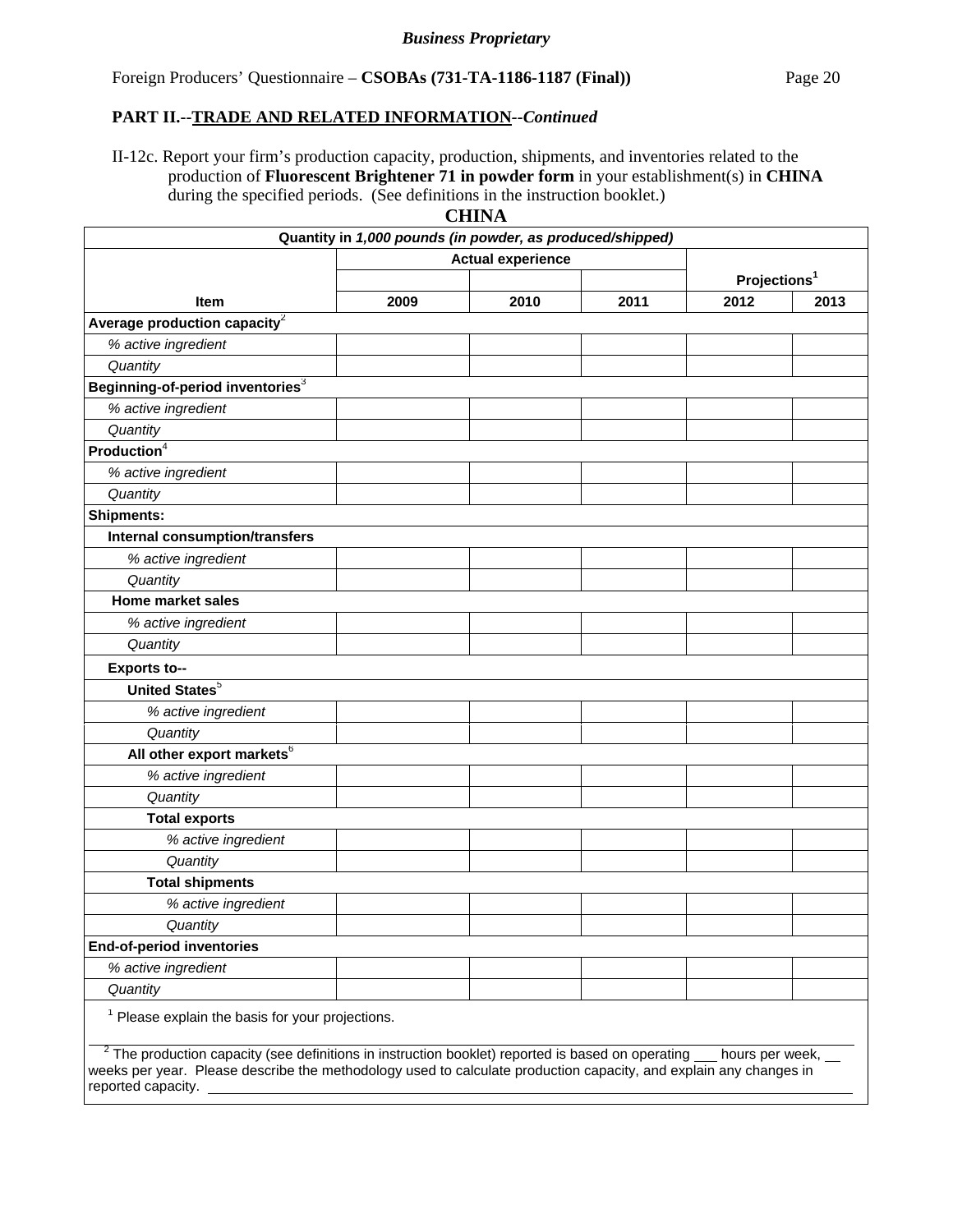*Business Proprietary*

Foreign Producers' Questionnaire – **CSOBAs (731-TA-1186-1187 (Final))**

**PART II.--TRADE AND RELATED INFORMATION--*Continued***

II-12c. Report your firm's production capacity, production, shipments, and inventories related to the production of **Fluorescent Brightener 71 in powder form** in your establishment(s) in **CHINA** during the specified periods. (See definitions in the instruction booklet.)

**CHINA**

| Quantity in *1,000 pounds (in powder, as produced/shipped)* | | | | | |
|---|---|---|---|---|---|
| | Actual experience | | | Projections[1] | |
| **Item** | **2009** | **2010** | **2011** | **2012** | **2013** |
| **Average production capacity**[2] | | | | | |
| *% active ingredient* | | | | | |
| *Quantity* | | | | | |
| **Beginning-of-period inventories**[3] | | | | | |
| *% active ingredient* | | | | | |
| *Quantity* | | | | | |
| **Production**[4] | | | | | |
| *% active ingredient* | | | | | |
| *Quantity* | | | | | |
| **Shipments:** | | | | | |
| **Internal consumption/transfers** | | | | | |
| *% active ingredient* | | | | | |
| *Quantity* | | | | | |
| **Home market sales** | | | | | |
| *% active ingredient* | | | | | |
| *Quantity* | | | | | |
| **Exports to--** | | | | | |
| **United States**[5] | | | | | |
| *% active ingredient* | | | | | |
| *Quantity* | | | | | |
| **All other export markets**[6] | | | | | |
| *% active ingredient* | | | | | |
| *Quantity* | | | | | |
| **Total exports** | | | | | |
| *% active ingredient* | | | | | |
| *Quantity* | | | | | |
| **Total shipments** | | | | | |
| *% active ingredient* | | | | | |
| *Quantity* | | | | | |
| **End-of-period inventories** | | | | | |
| *% active ingredient* | | | | | |
| *Quantity* | | | | | |

[1] Please explain the basis for your projections.

[2] The production capacity (see definitions in instruction booklet) reported is based on operating ___ hours per week, ___ weeks per year. Please describe the methodology used to calculate production capacity, and explain any changes in reported capacity. ______________________________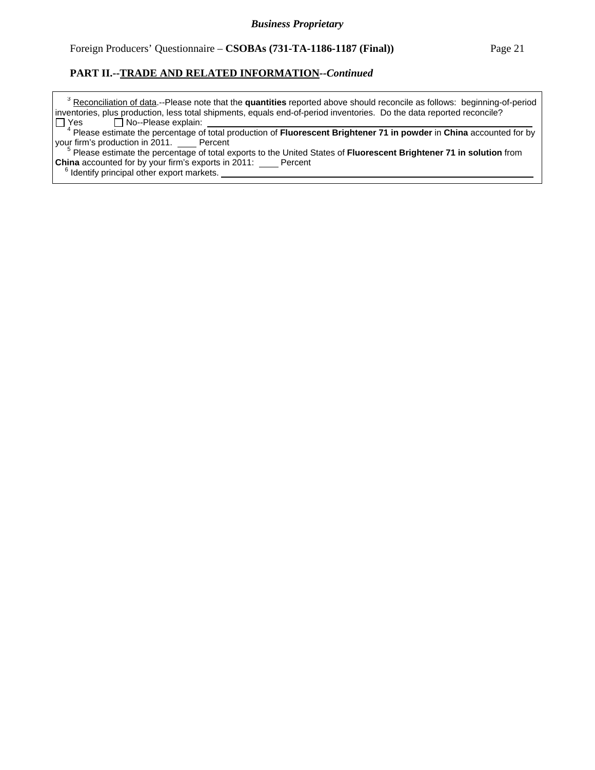## PART II.--TRADE AND RELATED INFORMATION--*Continued*

[3] Reconciliation of data.--Please note that the **quantities** reported above should reconcile as follows: beginning-of-period inventories, plus production, less total shipments, equals end-of-period inventories. Do the data reported reconcile?
☐ Yes ☐ No--Please explain: ______________________________

[4] Please estimate the percentage of total production of **Fluorescent Brightener 71 in powder** in **China** accounted for by your firm's production in 2011. ____ Percent

[5] Please estimate the percentage of total exports to the United States of **Fluorescent Brightener 71 in solution** from **China** accounted for by your firm's exports in 2011: ____ Percent

[6] Identify principal other export markets. ______________________________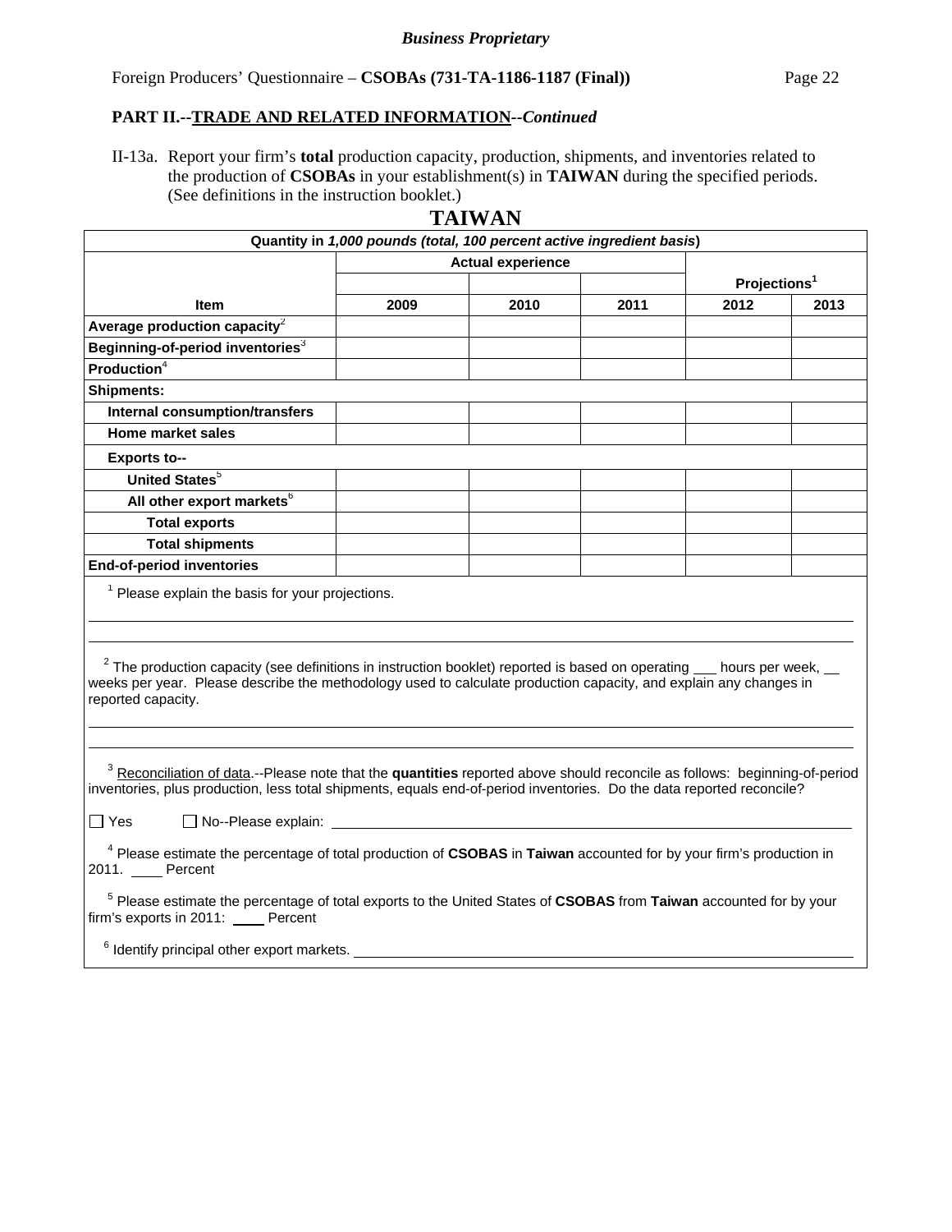*Business Proprietary*

Foreign Producers' Questionnaire – **CSOBAs (731-TA-1186-1187 (Final))**

**PART II.--TRADE AND RELATED INFORMATION--*Continued***

II-13a. Report your firm's **total** production capacity, production, shipments, and inventories related to the production of **CSOBAs** in your establishment(s) in **TAIWAN** during the specified periods. (See definitions in the instruction booklet.)

## TAIWAN

| Quantity in *1,000 pounds (total, 100 percent active ingredient basis*) | | | | | |
|---|---|---|---|---|---|
| | Actual experience | | | Projections[1] | |
| **Item** | **2009** | **2010** | **2011** | **2012** | **2013** |
| **Average production capacity**[2] | | | | | |
| **Beginning-of-period inventories**[3] | | | | | |
| **Production**[4] | | | | | |
| **Shipments:** | | | | | |
| **Internal consumption/transfers** | | | | | |
| **Home market sales** | | | | | |
| **Exports to--** | | | | | |
| **United States**[5] | | | | | |
| **All other export markets**[6] | | | | | |
| **Total exports** | | | | | |
| **Total shipments** | | | | | |
| **End-of-period inventories** | | | | | |

[1] Please explain the basis for your projections.

[2] The production capacity (see definitions in instruction booklet) reported is based on operating ___ hours per week, __ weeks per year. Please describe the methodology used to calculate production capacity, and explain any changes in reported capacity.

[3] Reconciliation of data.--Please note that the **quantities** reported above should reconcile as follows: beginning-of-period inventories, plus production, less total shipments, equals end-of-period inventories. Do the data reported reconcile?

☐ Yes ☐ No--Please explain: ____________________

[4] Please estimate the percentage of total production of **CSOBAS** in **Taiwan** accounted for by your firm's production in 2011. ____ Percent

[5] Please estimate the percentage of total exports to the United States of **CSOBAS** from **Taiwan** accounted for by your firm's exports in 2011: ____ Percent

[6] Identify principal other export markets. ____________________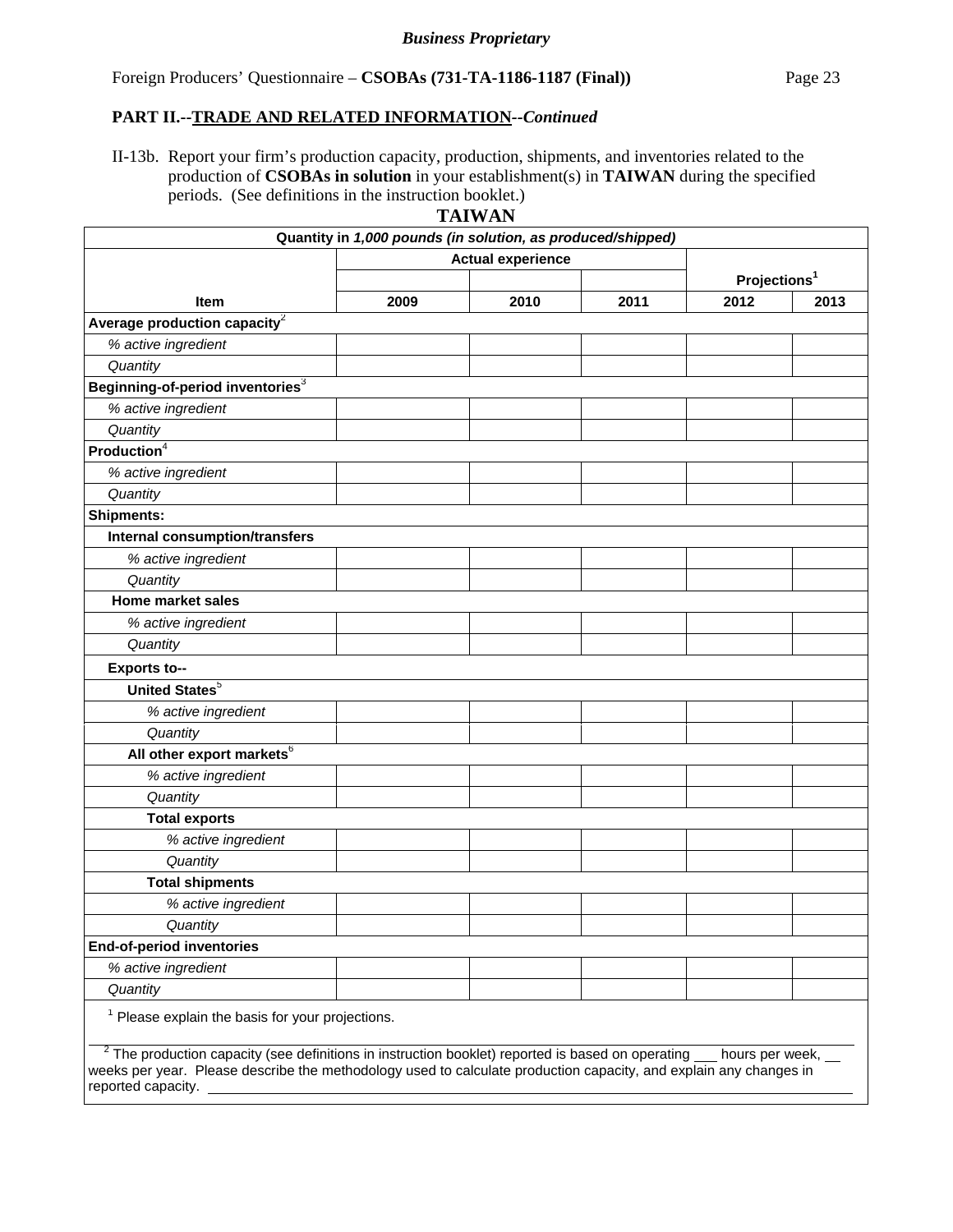*Business Proprietary*

Foreign Producers' Questionnaire – **CSOBAs (731-TA-1186-1187 (Final))**

## PART II.--TRADE AND RELATED INFORMATION--*Continued*

II-13b. Report your firm's production capacity, production, shipments, and inventories related to the production of **CSOBAs in solution** in your establishment(s) in **TAIWAN** during the specified periods. (See definitions in the instruction booklet.)

**TAIWAN**

| Quantity in *1,000 pounds (in solution, as produced/shipped)* | | | | | |
|---|---|---|---|---|---|
| | Actual experience | | | Projections[1] | |
| **Item** | **2009** | **2010** | **2011** | **2012** | **2013** |
| **Average production capacity**[2] | | | | | |
| *% active ingredient* | | | | | |
| *Quantity* | | | | | |
| **Beginning-of-period inventories**[3] | | | | | |
| *% active ingredient* | | | | | |
| *Quantity* | | | | | |
| **Production**[4] | | | | | |
| *% active ingredient* | | | | | |
| *Quantity* | | | | | |
| **Shipments:** | | | | | |
| **Internal consumption/transfers** | | | | | |
| *% active ingredient* | | | | | |
| *Quantity* | | | | | |
| **Home market sales** | | | | | |
| *% active ingredient* | | | | | |
| *Quantity* | | | | | |
| **Exports to--** | | | | | |
| **United States**[5] | | | | | |
| *% active ingredient* | | | | | |
| *Quantity* | | | | | |
| **All other export markets**[6] | | | | | |
| *% active ingredient* | | | | | |
| *Quantity* | | | | | |
| **Total exports** | | | | | |
| *% active ingredient* | | | | | |
| *Quantity* | | | | | |
| **Total shipments** | | | | | |
| *% active ingredient* | | | | | |
| *Quantity* | | | | | |
| **End-of-period inventories** | | | | | |
| *% active ingredient* | | | | | |
| *Quantity* | | | | | |

[1] Please explain the basis for your projections.

___________________________________________________________________________

[2] The production capacity (see definitions in instruction booklet) reported is based on operating ___ hours per week, ___ weeks per year. Please describe the methodology used to calculate production capacity, and explain any changes in reported capacity. ___________________________________________________________________________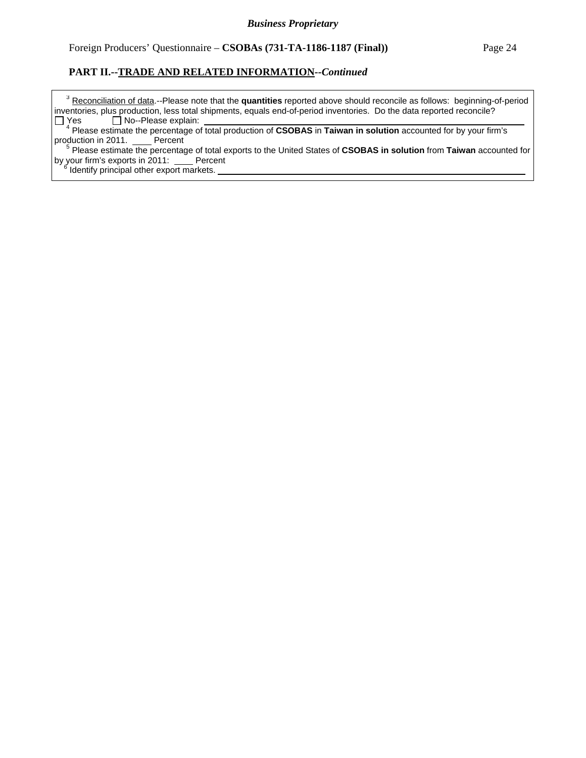*Business Proprietary*

Foreign Producers' Questionnaire – **CSOBAs (731-TA-1186-1187 (Final))**

## PART II.--TRADE AND RELATED INFORMATION--*Continued*

[3] Reconciliation of data.--Please note that the **quantities** reported above should reconcile as follows: beginning-of-period inventories, plus production, less total shipments, equals end-of-period inventories. Do the data reported reconcile?
☐ Yes ☐ No--Please explain: ______________________________

[4] Please estimate the percentage of total production of **CSOBAS** in **Taiwan in solution** accounted for by your firm's production in 2011. ____ Percent

[5] Please estimate the percentage of total exports to the United States of **CSOBAS in solution** from **Taiwan** accounted for by your firm's exports in 2011: ____ Percent

[6] Identify principal other export markets. ______________________________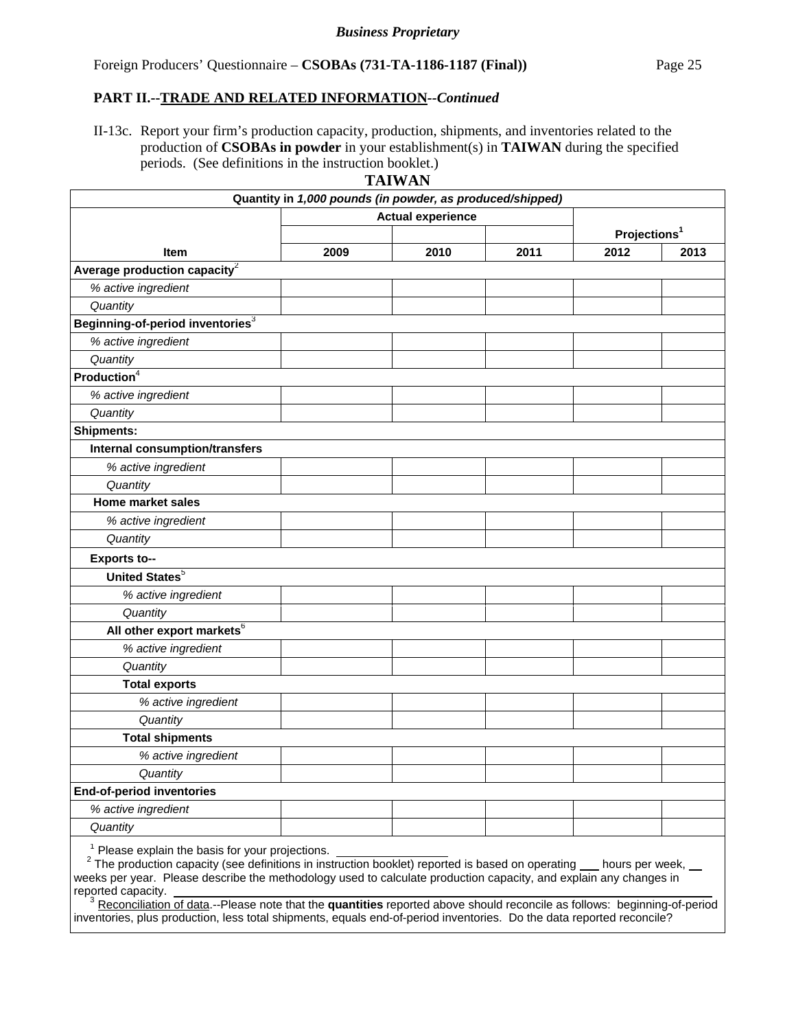*Business Proprietary*

Foreign Producers' Questionnaire – **CSOBAs (731-TA-1186-1187 (Final))**

**PART II.--TRADE AND RELATED INFORMATION--*Continued***

II-13c. Report your firm's production capacity, production, shipments, and inventories related to the production of **CSOBAs in powder** in your establishment(s) in **TAIWAN** during the specified periods. (See definitions in the instruction booklet.)

**TAIWAN**

| Quantity in *1,000 pounds (in powder, as produced/shipped)* | | | | | |
|---|---|---|---|---|---|
| | Actual experience | | | Projections[1] | |
| Item | 2009 | 2010 | 2011 | 2012 | 2013 |
| **Average production capacity**[2] | | | | | |
| *% active ingredient* | | | | | |
| *Quantity* | | | | | |
| **Beginning-of-period inventories**[3] | | | | | |
| *% active ingredient* | | | | | |
| *Quantity* | | | | | |
| **Production**[4] | | | | | |
| *% active ingredient* | | | | | |
| *Quantity* | | | | | |
| **Shipments:** | | | | | |
| **Internal consumption/transfers** | | | | | |
| *% active ingredient* | | | | | |
| *Quantity* | | | | | |
| **Home market sales** | | | | | |
| *% active ingredient* | | | | | |
| *Quantity* | | | | | |
| **Exports to--** | | | | | |
| **United States**[5] | | | | | |
| *% active ingredient* | | | | | |
| *Quantity* | | | | | |
| **All other export markets**[6] | | | | | |
| *% active ingredient* | | | | | |
| *Quantity* | | | | | |
| **Total exports** | | | | | |
| *% active ingredient* | | | | | |
| *Quantity* | | | | | |
| **Total shipments** | | | | | |
| *% active ingredient* | | | | | |
| *Quantity* | | | | | |
| **End-of-period inventories** | | | | | |
| *% active ingredient* | | | | | |
| *Quantity* | | | | | |

[1] Please explain the basis for your projections. ________________

[2] The production capacity (see definitions in instruction booklet) reported is based on operating ___ hours per week, ___ weeks per year. Please describe the methodology used to calculate production capacity, and explain any changes in reported capacity. ________________

[3] Reconciliation of data.--Please note that the **quantities** reported above should reconcile as follows: beginning-of-period inventories, plus production, less total shipments, equals end-of-period inventories. Do the data reported reconcile?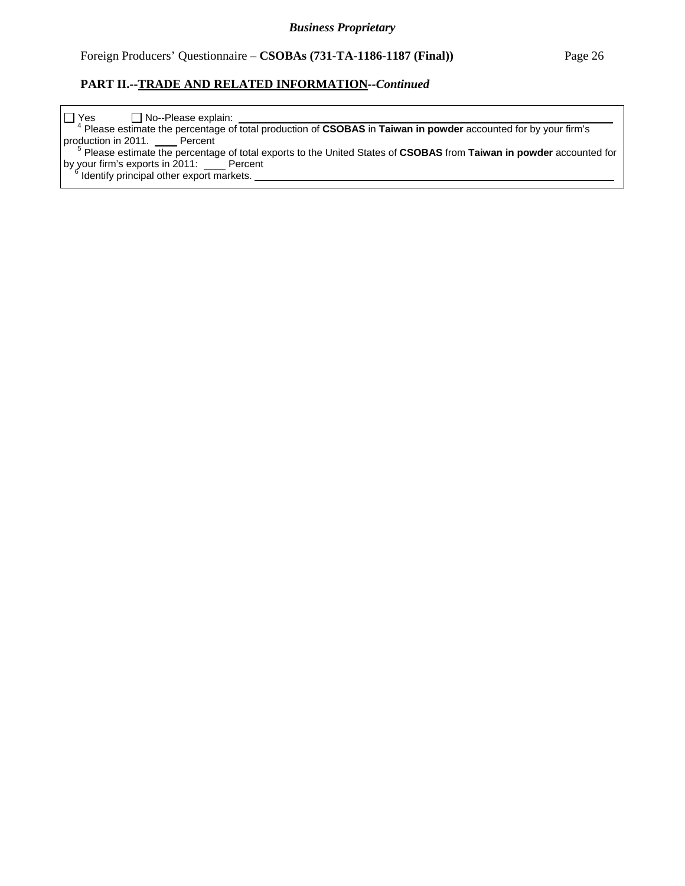## PART II.--TRADE AND RELATED INFORMATION--*Continued*

☐ Yes ☐ No--Please explain: ______________________________

[4] Please estimate the percentage of total production of **CSOBAS** in **Taiwan in powder** accounted for by your firm's production in 2011. ____ Percent

[5] Please estimate the percentage of total exports to the United States of **CSOBAS** from **Taiwan in powder** accounted for by your firm's exports in 2011: ____ Percent

[6] Identify principal other export markets. ______________________________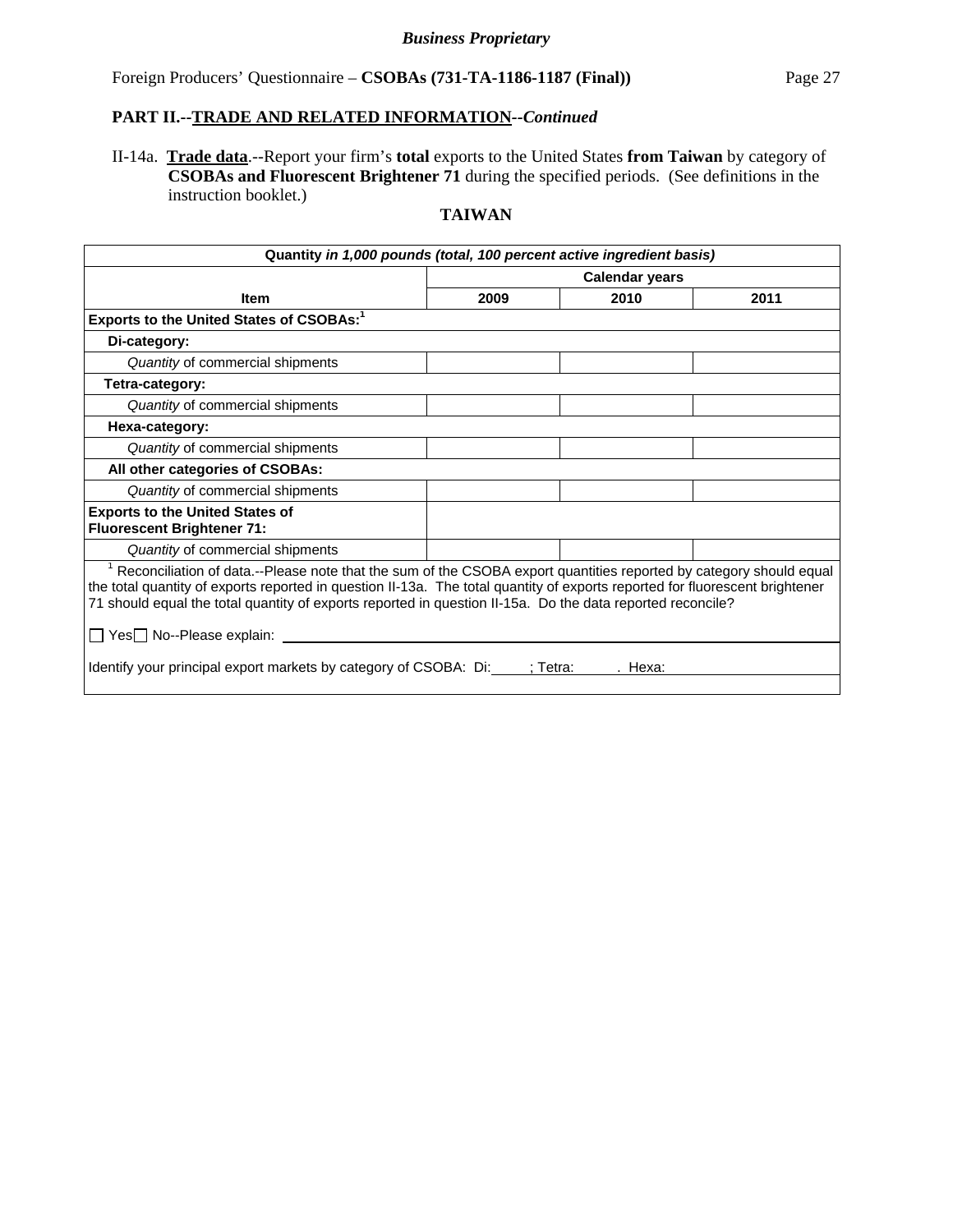**Business Proprietary**

Foreign Producers' Questionnaire – **CSOBAs (731-TA-1186-1187 (Final))**

**PART II.--TRADE AND RELATED INFORMATION--*Continued***

II-14a. **Trade data**.--Report your firm's **total** exports to the United States **from Taiwan** by category of **CSOBAs and Fluorescent Brightener 71** during the specified periods. (See definitions in the instruction booklet.)

**TAIWAN**

| **Quantity *in 1,000 pounds (total, 100 percent active ingredient basis)*** | | | |
|---|---|---|---|
| | **Calendar years** | | |
| **Item** | **2009** | **2010** | **2011** |
| **Exports to the United States of CSOBAs:**[1] | | | |
| **Di-category:** | | | |
| *Quantity* of commercial shipments | | | |
| **Tetra-category:** | | | |
| *Quantity* of commercial shipments | | | |
| **Hexa-category:** | | | |
| *Quantity* of commercial shipments | | | |
| **All other categories of CSOBAs:** | | | |
| *Quantity* of commercial shipments | | | |
| **Exports to the United States of Fluorescent Brightener 71:** | | | |
| *Quantity* of commercial shipments | | | |

[1] Reconciliation of data.--Please note that the sum of the CSOBA export quantities reported by category should equal the total quantity of exports reported in question II-13a. The total quantity of exports reported for fluorescent brightener 71 should equal the total quantity of exports reported in question II-15a. Do the data reported reconcile?

☐ Yes ☐ No--Please explain: ______________________________

Identify your principal export markets by category of CSOBA: Di:______; Tetra:______. Hexa:______________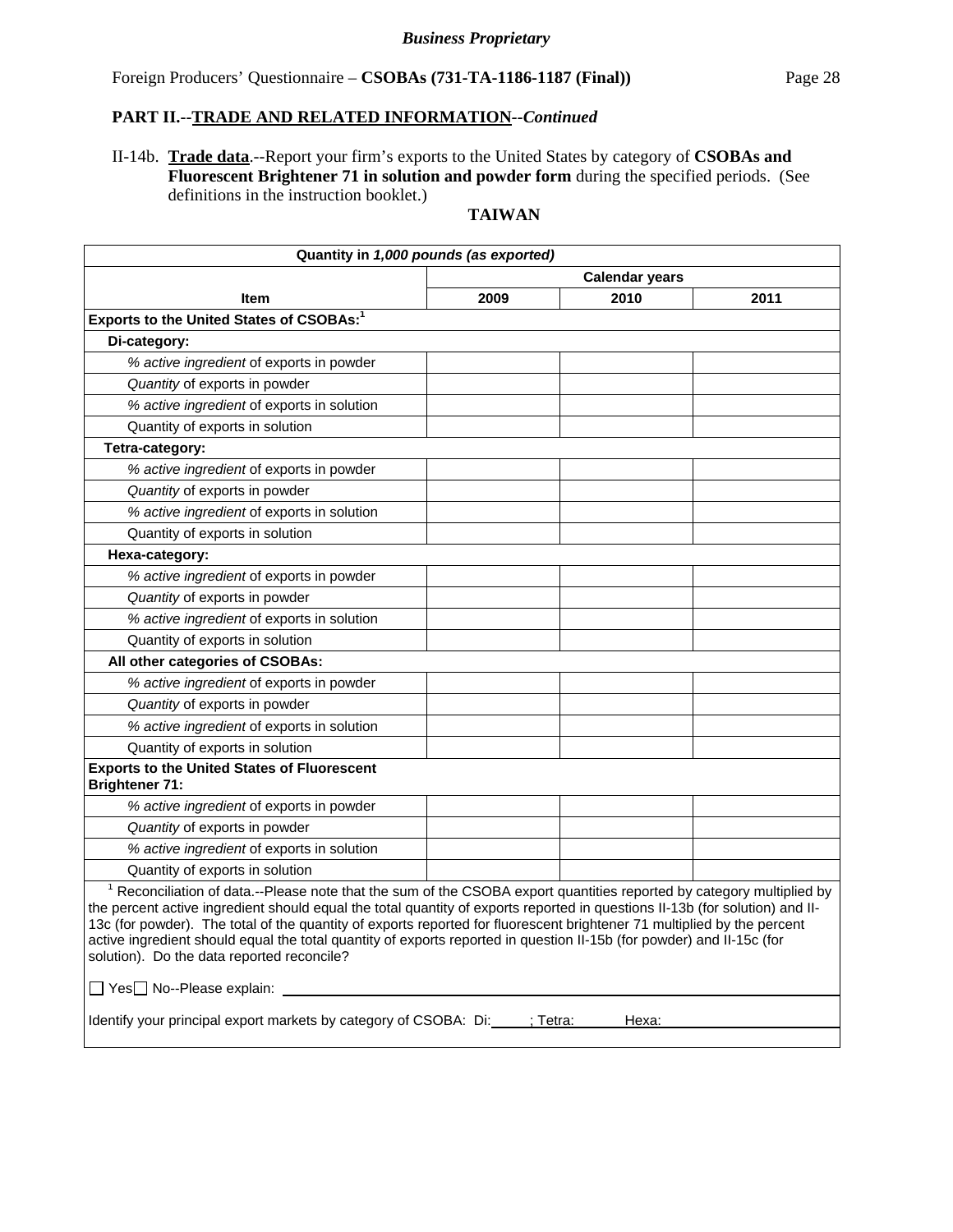*Business Proprietary*

Foreign Producers' Questionnaire – **CSOBAs (731-TA-1186-1187 (Final))**

## PART II.--TRADE AND RELATED INFORMATION--*Continued*

II-14b. **Trade data**.--Report your firm's exports to the United States by category of **CSOBAs and Fluorescent Brightener 71 in solution and powder form** during the specified periods. (See definitions in the instruction booklet.)

**TAIWAN**

| Quantity in *1,000 pounds (as exported)* | | | |
|---|---|---|---|
| | Calendar years | | |
| **Item** | **2009** | **2010** | **2011** |
| **Exports to the United States of CSOBAs:**[1] | | | |
| **Di-category:** | | | |
| *% active ingredient* of exports in powder | | | |
| *Quantity* of exports in powder | | | |
| *% active ingredient* of exports in solution | | | |
| Quantity of exports in solution | | | |
| **Tetra-category:** | | | |
| *% active ingredient* of exports in powder | | | |
| *Quantity* of exports in powder | | | |
| *% active ingredient* of exports in solution | | | |
| Quantity of exports in solution | | | |
| **Hexa-category:** | | | |
| *% active ingredient* of exports in powder | | | |
| *Quantity* of exports in powder | | | |
| *% active ingredient* of exports in solution | | | |
| Quantity of exports in solution | | | |
| **All other categories of CSOBAs:** | | | |
| *% active ingredient* of exports in powder | | | |
| *Quantity* of exports in powder | | | |
| *% active ingredient* of exports in solution | | | |
| Quantity of exports in solution | | | |
| **Exports to the United States of Fluorescent Brightener 71:** | | | |
| *% active ingredient* of exports in powder | | | |
| *Quantity* of exports in powder | | | |
| *% active ingredient* of exports in solution | | | |
| Quantity of exports in solution | | | |

[1] Reconciliation of data.--Please note that the sum of the CSOBA export quantities reported by category multiplied by the percent active ingredient should equal the total quantity of exports reported in questions II-13b (for solution) and II-13c (for powder). The total of the quantity of exports reported for fluorescent brightener 71 multiplied by the percent active ingredient should equal the total quantity of exports reported in question II-15b (for powder) and II-15c (for solution). Do the data reported reconcile?

☐ Yes ☐ No--Please explain: ______________________________

Identify your principal export markets by category of CSOBA: Di: _____; Tetra: _____ Hexa: _____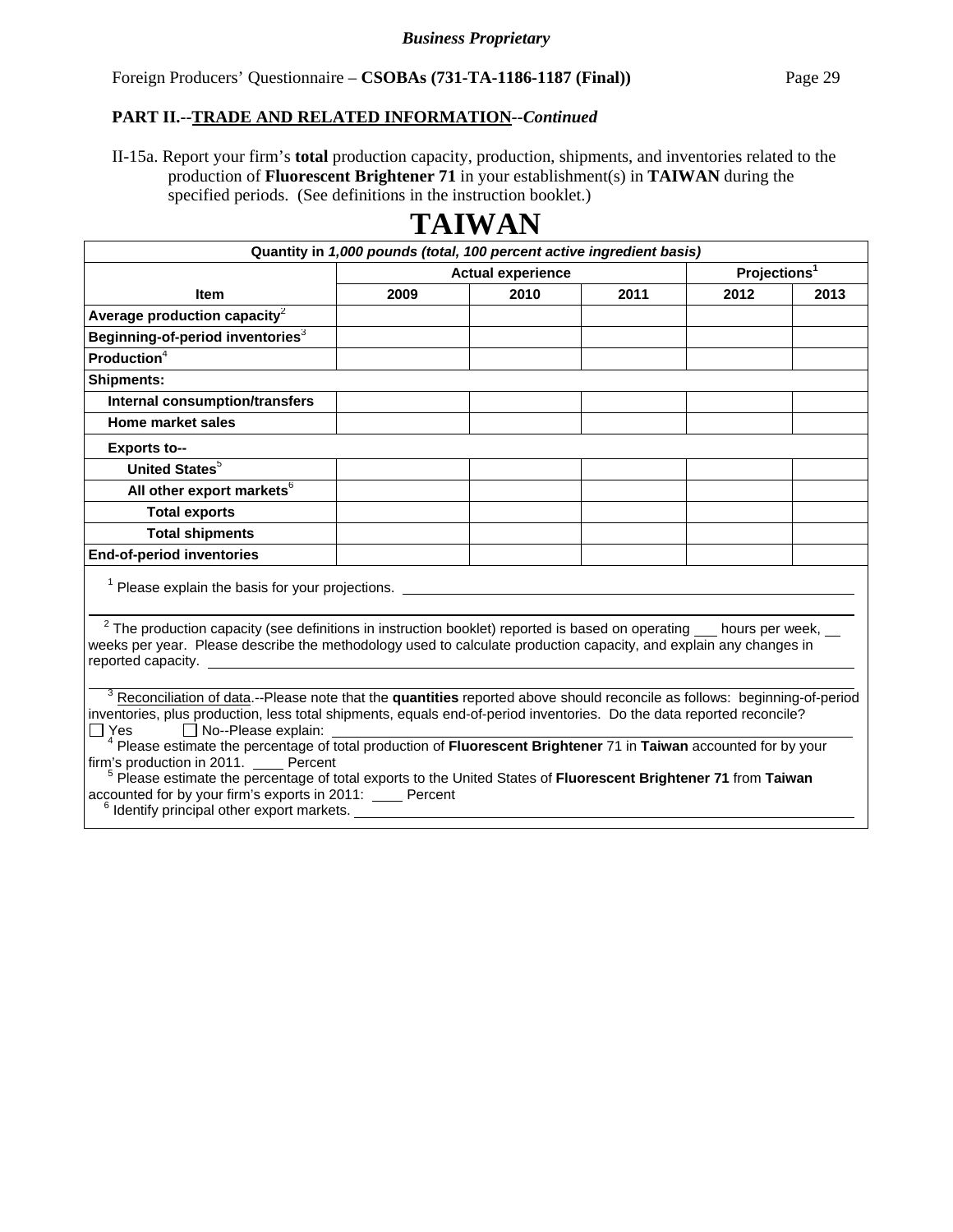*Business Proprietary*

Foreign Producers' Questionnaire – **CSOBAs (731-TA-1186-1187 (Final))**

**PART II.--TRADE AND RELATED INFORMATION--*Continued***

II-15a. Report your firm's **total** production capacity, production, shipments, and inventories related to the production of **Fluorescent Brightener 71** in your establishment(s) in **TAIWAN** during the specified periods. (See definitions in the instruction booklet.)

# TAIWAN

| Quantity in *1,000 pounds (total, 100 percent active ingredient basis)* | | | | | |
|---|---|---|---|---|---|
| | Actual experience | | | Projections[1] | |
| **Item** | **2009** | **2010** | **2011** | **2012** | **2013** |
| **Average production capacity**[2] | | | | | |
| **Beginning-of-period inventories**[3] | | | | | |
| **Production**[4] | | | | | |
| **Shipments:** | | | | | |
| **Internal consumption/transfers** | | | | | |
| **Home market sales** | | | | | |
| **Exports to--** | | | | | |
| **United States**[5] | | | | | |
| **All other export markets**[6] | | | | | |
| **Total exports** | | | | | |
| **Total shipments** | | | | | |
| **End-of-period inventories** | | | | | |

[1] Please explain the basis for your projections. ____________________

[2] The production capacity (see definitions in instruction booklet) reported is based on operating ___ hours per week, __ weeks per year. Please describe the methodology used to calculate production capacity, and explain any changes in reported capacity. ____________________

[3] Reconciliation of data.--Please note that the **quantities** reported above should reconcile as follows: beginning-of-period inventories, plus production, less total shipments, equals end-of-period inventories. Do the data reported reconcile?
☐ Yes ☐ No--Please explain: ____________________

[4] Please estimate the percentage of total production of **Fluorescent Brightener** 71 in **Taiwan** accounted for by your firm's production in 2011. ____ Percent

[5] Please estimate the percentage of total exports to the United States of **Fluorescent Brightener 71** from **Taiwan** accounted for by your firm's exports in 2011: ____ Percent

[6] Identify principal other export markets. ____________________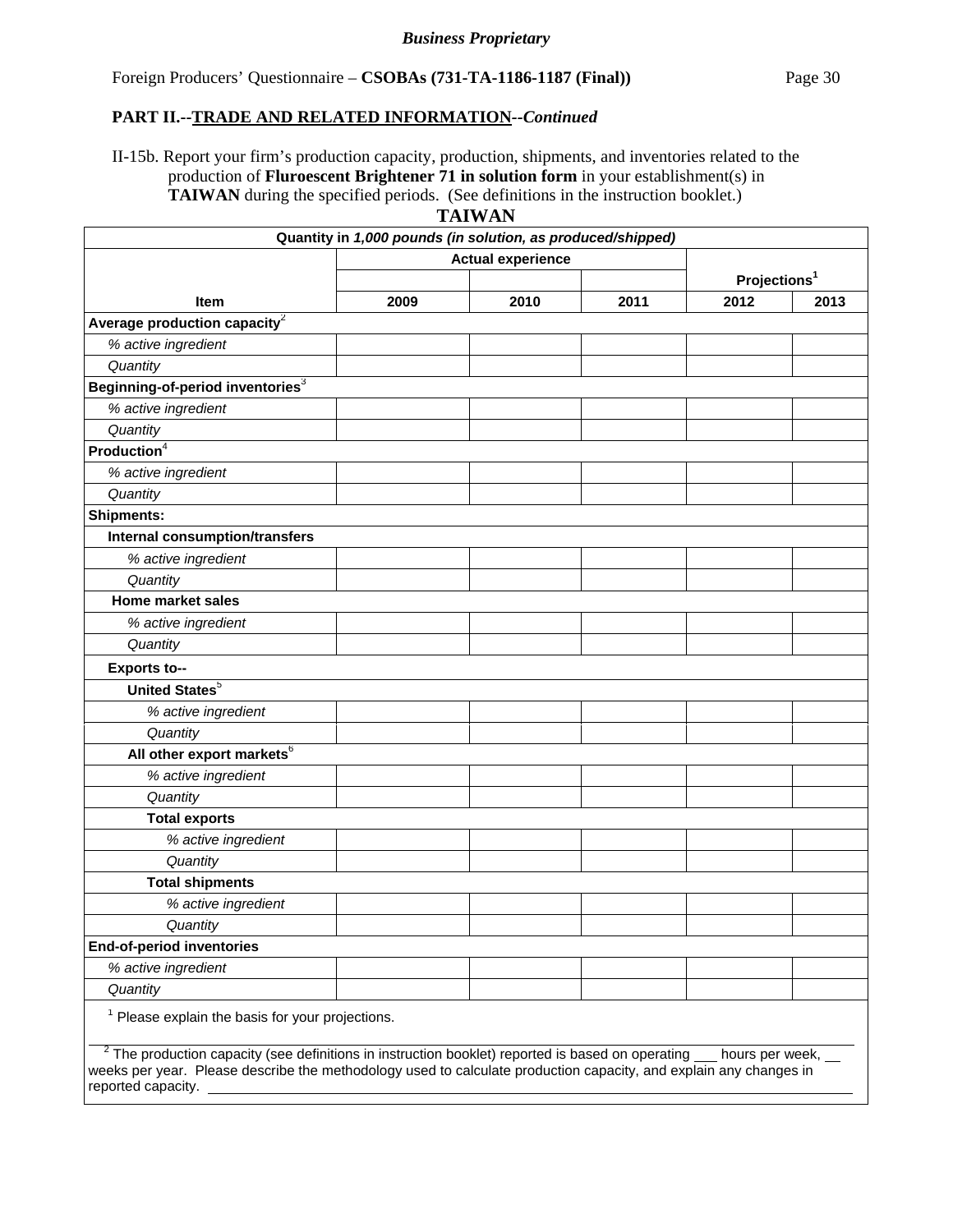*Business Proprietary*

Foreign Producers' Questionnaire – **CSOBAs (731-TA-1186-1187 (Final))**

**PART II.--TRADE AND RELATED INFORMATION--*Continued***

II-15b. Report your firm's production capacity, production, shipments, and inventories related to the production of **Fluroescent Brightener 71 in solution form** in your establishment(s) in **TAIWAN** during the specified periods. (See definitions in the instruction booklet.)

**TAIWAN**

| Quantity in *1,000 pounds (in solution, as produced/shipped)* | | | | | |
|---|---|---|---|---|---|
| | Actual experience | | | Projections[1] | |
| **Item** | **2009** | **2010** | **2011** | **2012** | **2013** |
| **Average production capacity**[2] | | | | | |
| *% active ingredient* | | | | | |
| *Quantity* | | | | | |
| **Beginning-of-period inventories**[3] | | | | | |
| *% active ingredient* | | | | | |
| *Quantity* | | | | | |
| **Production**[4] | | | | | |
| *% active ingredient* | | | | | |
| *Quantity* | | | | | |
| **Shipments:** | | | | | |
| **Internal consumption/transfers** | | | | | |
| *% active ingredient* | | | | | |
| *Quantity* | | | | | |
| **Home market sales** | | | | | |
| *% active ingredient* | | | | | |
| *Quantity* | | | | | |
| **Exports to--** | | | | | |
| **United States**[5] | | | | | |
| *% active ingredient* | | | | | |
| *Quantity* | | | | | |
| **All other export markets**[6] | | | | | |
| *% active ingredient* | | | | | |
| *Quantity* | | | | | |
| **Total exports** | | | | | |
| *% active ingredient* | | | | | |
| *Quantity* | | | | | |
| **Total shipments** | | | | | |
| *% active ingredient* | | | | | |
| *Quantity* | | | | | |
| **End-of-period inventories** | | | | | |
| *% active ingredient* | | | | | |
| *Quantity* | | | | | |

[1] Please explain the basis for your projections.

[2] The production capacity (see definitions in instruction booklet) reported is based on operating ___ hours per week, ___ weeks per year. Please describe the methodology used to calculate production capacity, and explain any changes in reported capacity. ______________________________________________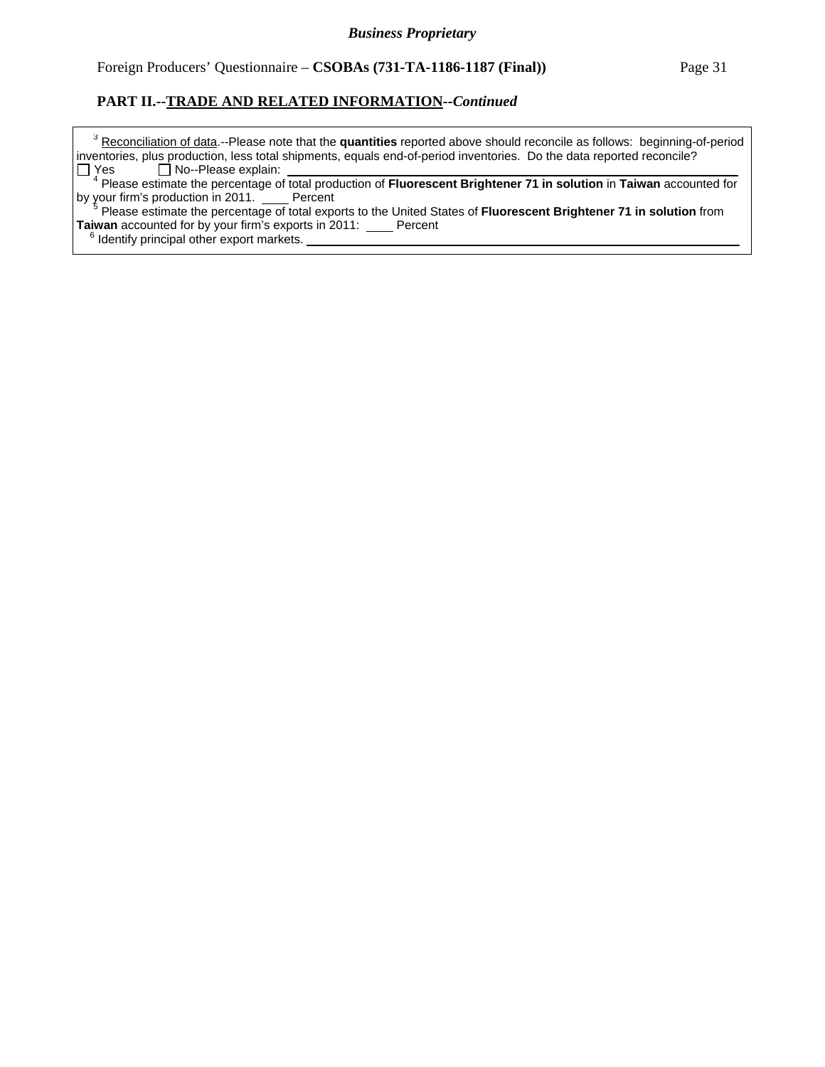## PART II.--TRADE AND RELATED INFORMATION--*Continued*

[3] Reconciliation of data.--Please note that the **quantities** reported above should reconcile as follows: beginning-of-period inventories, plus production, less total shipments, equals end-of-period inventories. Do the data reported reconcile?
☐ Yes ☐ No--Please explain: ______________________________

[4] Please estimate the percentage of total production of **Fluorescent Brightener 71 in solution** in **Taiwan** accounted for by your firm's production in 2011. ____ Percent

[5] Please estimate the percentage of total exports to the United States of **Fluorescent Brightener 71 in solution** from **Taiwan** accounted for by your firm's exports in 2011: ____ Percent

[6] Identify principal other export markets. ______________________________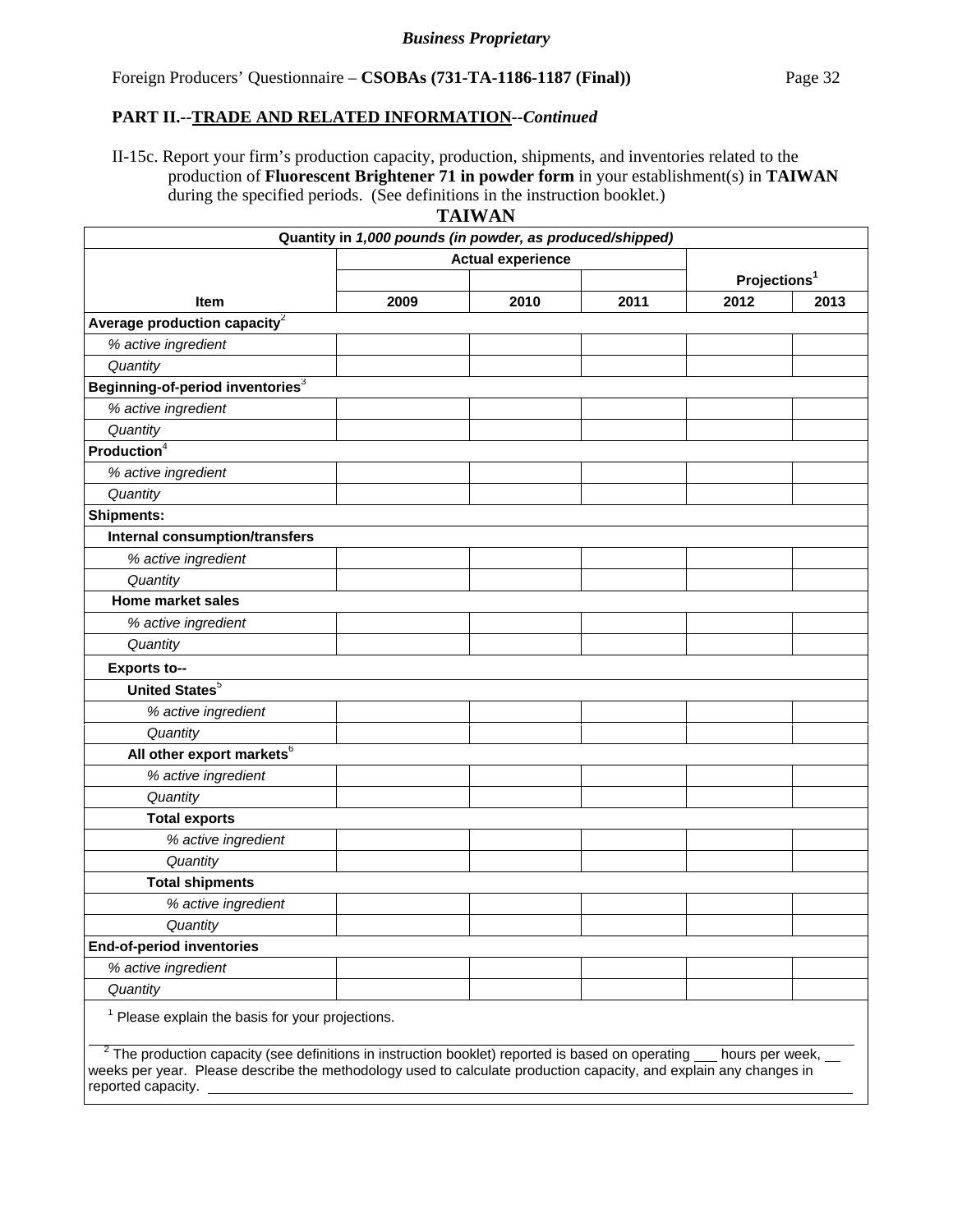**PART II.--TRADE AND RELATED INFORMATION--*Continued***

II-15c. Report your firm's production capacity, production, shipments, and inventories related to the production of **Fluorescent Brightener 71 in powder form** in your establishment(s) in **TAIWAN** during the specified periods. (See definitions in the instruction booklet.)

**TAIWAN**

| Quantity in *1,000 pounds (in powder, as produced/shipped)* | | | | | |
|---|---|---|---|---|---|
| | Actual experience | | | Projections[1] | |
| **Item** | **2009** | **2010** | **2011** | **2012** | **2013** |
| **Average production capacity**[2] | | | | | |
| *% active ingredient* | | | | | |
| *Quantity* | | | | | |
| **Beginning-of-period inventories**[3] | | | | | |
| *% active ingredient* | | | | | |
| *Quantity* | | | | | |
| **Production**[4] | | | | | |
| *% active ingredient* | | | | | |
| *Quantity* | | | | | |
| **Shipments:** | | | | | |
| **Internal consumption/transfers** | | | | | |
| *% active ingredient* | | | | | |
| *Quantity* | | | | | |
| **Home market sales** | | | | | |
| *% active ingredient* | | | | | |
| *Quantity* | | | | | |
| **Exports to--** | | | | | |
| **United States**[5] | | | | | |
| *% active ingredient* | | | | | |
| *Quantity* | | | | | |
| **All other export markets**[6] | | | | | |
| *% active ingredient* | | | | | |
| *Quantity* | | | | | |
| **Total exports** | | | | | |
| *% active ingredient* | | | | | |
| *Quantity* | | | | | |
| **Total shipments** | | | | | |
| *% active ingredient* | | | | | |
| *Quantity* | | | | | |
| **End-of-period inventories** | | | | | |
| *% active ingredient* | | | | | |
| *Quantity* | | | | | |

[1] Please explain the basis for your projections.

\_\_\_\_\_\_\_\_\_\_\_\_\_\_\_\_\_\_\_\_\_\_\_\_\_\_\_\_\_\_\_\_\_\_\_\_\_\_\_\_\_\_\_\_\_\_\_\_\_\_\_\_\_\_\_\_\_\_\_\_

[2] The production capacity (see definitions in instruction booklet) reported is based on operating \_\_\_ hours per week, \_\_ weeks per year. Please describe the methodology used to calculate production capacity, and explain any changes in reported capacity. \_\_\_\_\_\_\_\_\_\_\_\_\_\_\_\_\_\_\_\_\_\_\_\_\_\_\_\_\_\_\_\_\_\_\_\_\_\_\_\_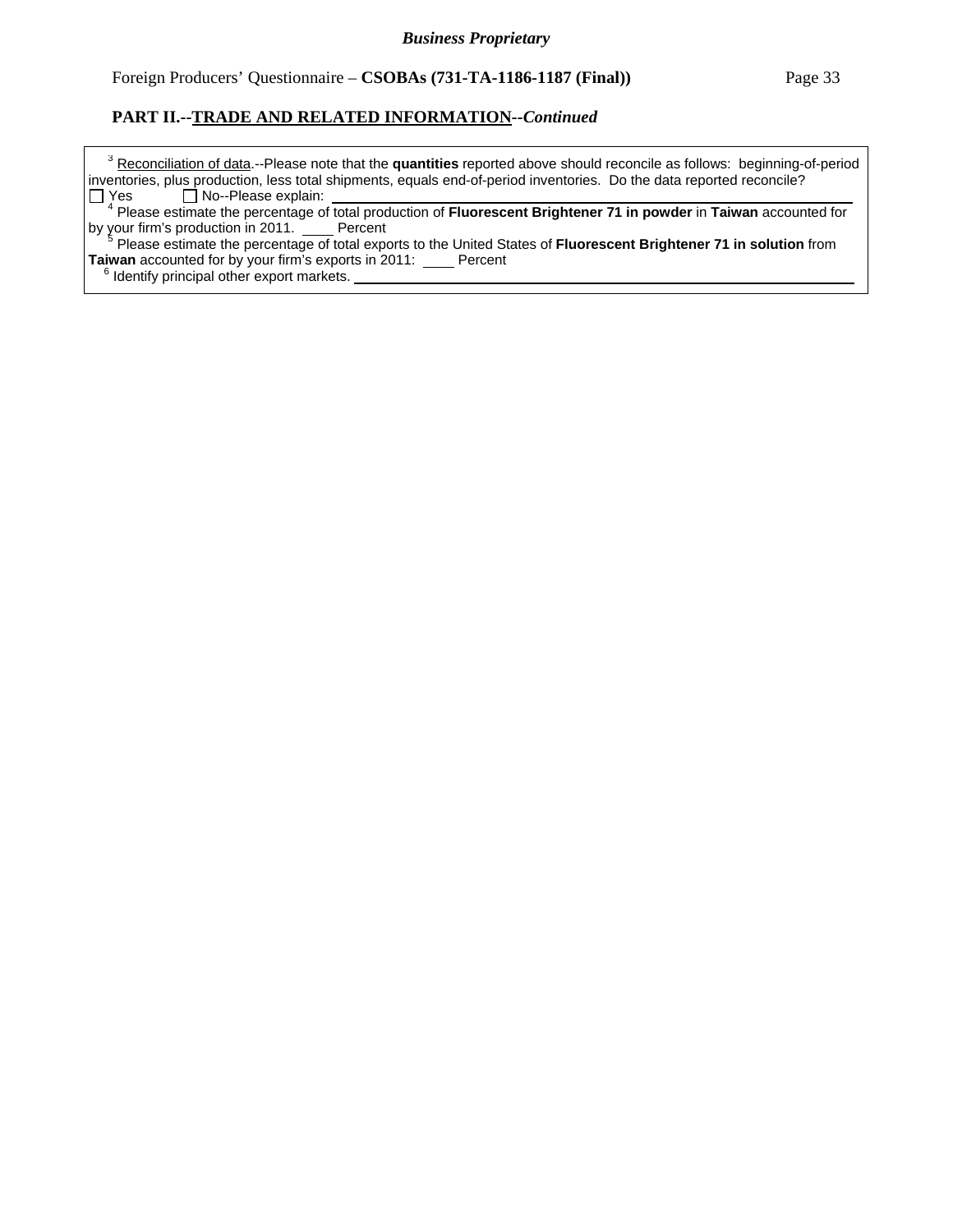**PART II.--TRADE AND RELATED INFORMATION--*Continued***

[3] Reconciliation of data.--Please note that the **quantities** reported above should reconcile as follows: beginning-of-period inventories, plus production, less total shipments, equals end-of-period inventories. Do the data reported reconcile?
☐ Yes ☐ No--Please explain: ______________________________

[4] Please estimate the percentage of total production of **Fluorescent Brightener 71 in powder** in **Taiwan** accounted for by your firm's production in 2011. ____ Percent

[5] Please estimate the percentage of total exports to the United States of **Fluorescent Brightener 71 in solution** from **Taiwan** accounted for by your firm's exports in 2011: ____ Percent

[6] Identify principal other export markets. ______________________________